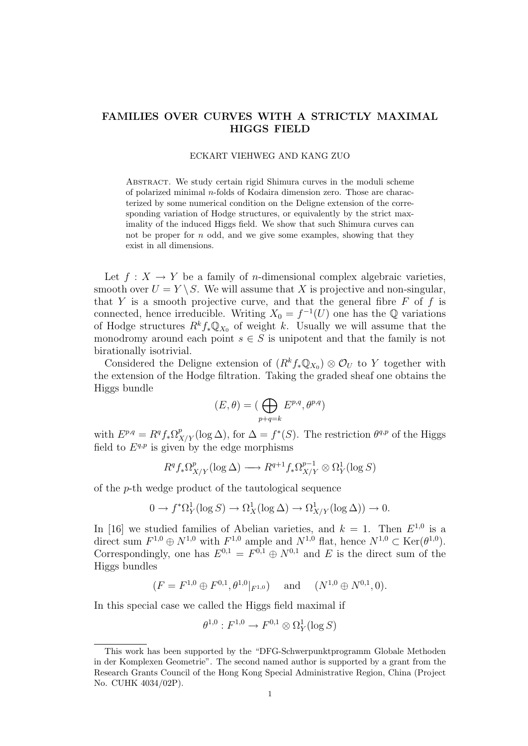# FAMILIES OVER CURVES WITH A STRICTLY MAXIMAL HIGGS FIELD

ECKART VIEHWEG AND KANG ZUO

Abstract. We study certain rigid Shimura curves in the moduli scheme of polarized minimal $n$-folds of Kodaira dimension zero. Those are characterized by some numerical condition on the Deligne extension of the corresponding variation of Hodge structures, or equivalently by the strict maximality of the induced Higgs field. We show that such Shimura curves can not be proper for $n$ odd, and we give some examples, showing that they exist in all dimensions.

Let $f : X \to Y$ be a family of $n$-dimensional complex algebraic varieties, smooth over $U = Y \setminus S$. We will assume that $X$ is projective and non-singular, that $Y$ is a smooth projective curve, and that the general fibre $F$ of $f$ is connected, hence irreducible. Writing $X_0 = f^{-1}(U)$ one has the $\mathbb{Q}$ variations of Hodge structures $R^k f_* \mathbb{Q}_{X_0}$ of weight $k$. Usually we will assume that the monodromy around each point $s \in S$ is unipotent and that the family is not birationally isotrivial.

Considered the Deligne extension of $(R^k f_* \mathbb{Q}_{X_0}) \otimes \mathcal{O}_U$ to $Y$ together with the extension of the Hodge filtration. Taking the graded sheaf one obtains the Higgs bundle

$$(E, \theta) = (\bigoplus_{p+q=k} E^{p,q}, \theta^{p,q})$$

with $E^{p,q} = R^q f_* \Omega^p_{X/Y}(\log \Delta)$, for $\Delta = f^*(S)$. The restriction $\theta^{q,p}$ of the Higgs field to $E^{q,p}$ is given by the edge morphisms

$$R^q f_* \Omega^p_{X/Y}(\log \Delta) \longrightarrow R^{q+1} f_* \Omega^{p-1}_{X/Y} \otimes \Omega^1_Y(\log S)$$

of the $p$-th wedge product of the tautological sequence

$$0 \to f^* \Omega^1_Y(\log S) \to \Omega^1_X(\log \Delta) \to \Omega^1_{X/Y}(\log \Delta)) \to 0.$$

In [16] we studied families of Abelian varieties, and $k = 1$. Then $E^{1,0}$ is a direct sum $F^{1,0} \oplus N^{1,0}$ with $F^{1,0}$ ample and $N^{1,0}$ flat, hence $N^{1,0} \subset \mathrm{Ker}(\theta^{1,0})$. Correspondingly, one has $E^{0,1} = F^{0,1} \oplus N^{0,1}$ and $E$ is the direct sum of the Higgs bundles

$$(F = F^{1,0} \oplus F^{0,1}, \theta^{1,0}|_{F^{1,0}}) \quad \text{and} \quad (N^{1,0} \oplus N^{0,1}, 0).$$

In this special case we called the Higgs field maximal if

$$\theta^{1,0} : F^{1,0} \to F^{0,1} \otimes \Omega^1_Y(\log S)$$

---

This work has been supported by the "DFG-Schwerpunktprogramm Globale Methoden in der Komplexen Geometrie". The second named author is supported by a grant from the Research Grants Council of the Hong Kong Special Administrative Region, China (Project No. CUHK 4034/02P).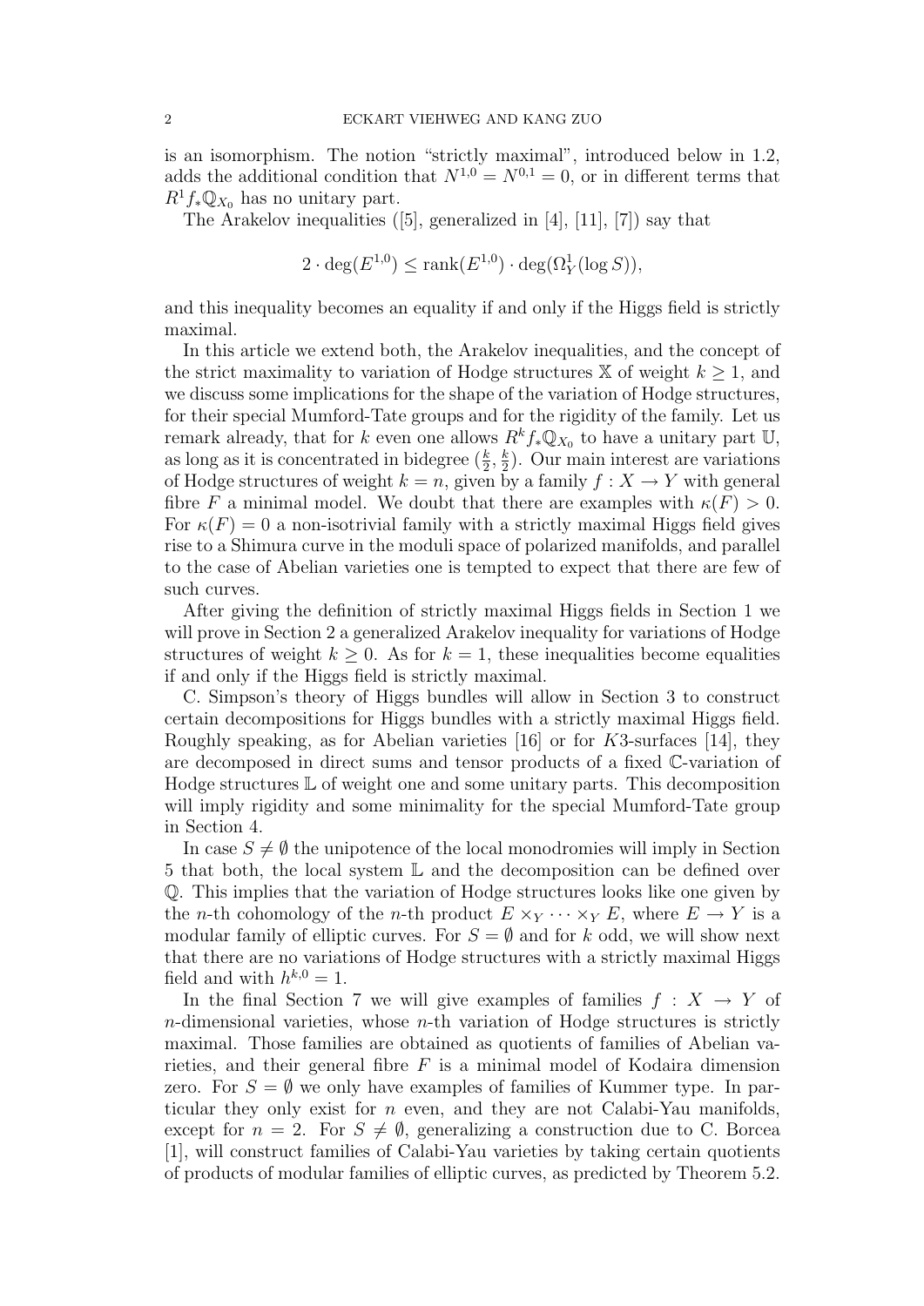is an isomorphism. The notion "strictly maximal", introduced below in 1.2, adds the additional condition that $N^{1,0} = N^{0,1} = 0$, or in different terms that $R^1 f_* \mathbb{Q}_{X_0}$ has no unitary part.

The Arakelov inequalities ([5], generalized in [4], [11], [7]) say that

$$2 \cdot \deg(E^{1,0}) \leq \operatorname{rank}(E^{1,0}) \cdot \deg(\Omega^1_Y(\log S)),$$

and this inequality becomes an equality if and only if the Higgs field is strictly maximal.

In this article we extend both, the Arakelov inequalities, and the concept of the strict maximality to variation of Hodge structures $\mathbb{X}$ of weight $k \geq 1$, and we discuss some implications for the shape of the variation of Hodge structures, for their special Mumford-Tate groups and for the rigidity of the family. Let us remark already, that for $k$ even one allows $R^k f_* \mathbb{Q}_{X_0}$ to have a unitary part $\mathbb{U}$, as long as it is concentrated in bidegree $(\frac{k}{2}, \frac{k}{2})$. Our main interest are variations of Hodge structures of weight $k = n$, given by a family $f : X \to Y$ with general fibre $F$ a minimal model. We doubt that there are examples with $\kappa(F) > 0$. For $\kappa(F) = 0$ a non-isotrivial family with a strictly maximal Higgs field gives rise to a Shimura curve in the moduli space of polarized manifolds, and parallel to the case of Abelian varieties one is tempted to expect that there are few of such curves.

After giving the definition of strictly maximal Higgs fields in Section 1 we will prove in Section 2 a generalized Arakelov inequality for variations of Hodge structures of weight $k \geq 0$. As for $k = 1$, these inequalities become equalities if and only if the Higgs field is strictly maximal.

C. Simpson's theory of Higgs bundles will allow in Section 3 to construct certain decompositions for Higgs bundles with a strictly maximal Higgs field. Roughly speaking, as for Abelian varieties [16] or for $K3$-surfaces [14], they are decomposed in direct sums and tensor products of a fixed $\mathbb{C}$-variation of Hodge structures $\mathbb{L}$ of weight one and some unitary parts. This decomposition will imply rigidity and some minimality for the special Mumford-Tate group in Section 4.

In case $S \neq \emptyset$ the unipotence of the local monodromies will imply in Section 5 that both, the local system $\mathbb{L}$ and the decomposition can be defined over $\mathbb{Q}$. This implies that the variation of Hodge structures looks like one given by the $n$-th cohomology of the $n$-th product $E \times_Y \cdots \times_Y E$, where $E \to Y$ is a modular family of elliptic curves. For $S = \emptyset$ and for $k$ odd, we will show next that there are no variations of Hodge structures with a strictly maximal Higgs field and with $h^{k,0} = 1$.

In the final Section 7 we will give examples of families $f : X \to Y$ of $n$-dimensional varieties, whose $n$-th variation of Hodge structures is strictly maximal. Those families are obtained as quotients of families of Abelian varieties, and their general fibre $F$ is a minimal model of Kodaira dimension zero. For $S = \emptyset$ we only have examples of families of Kummer type. In particular they only exist for $n$ even, and they are not Calabi-Yau manifolds, except for $n = 2$. For $S \neq \emptyset$, generalizing a construction due to C. Borcea [1], will construct families of Calabi-Yau varieties by taking certain quotients of products of modular families of elliptic curves, as predicted by Theorem 5.2.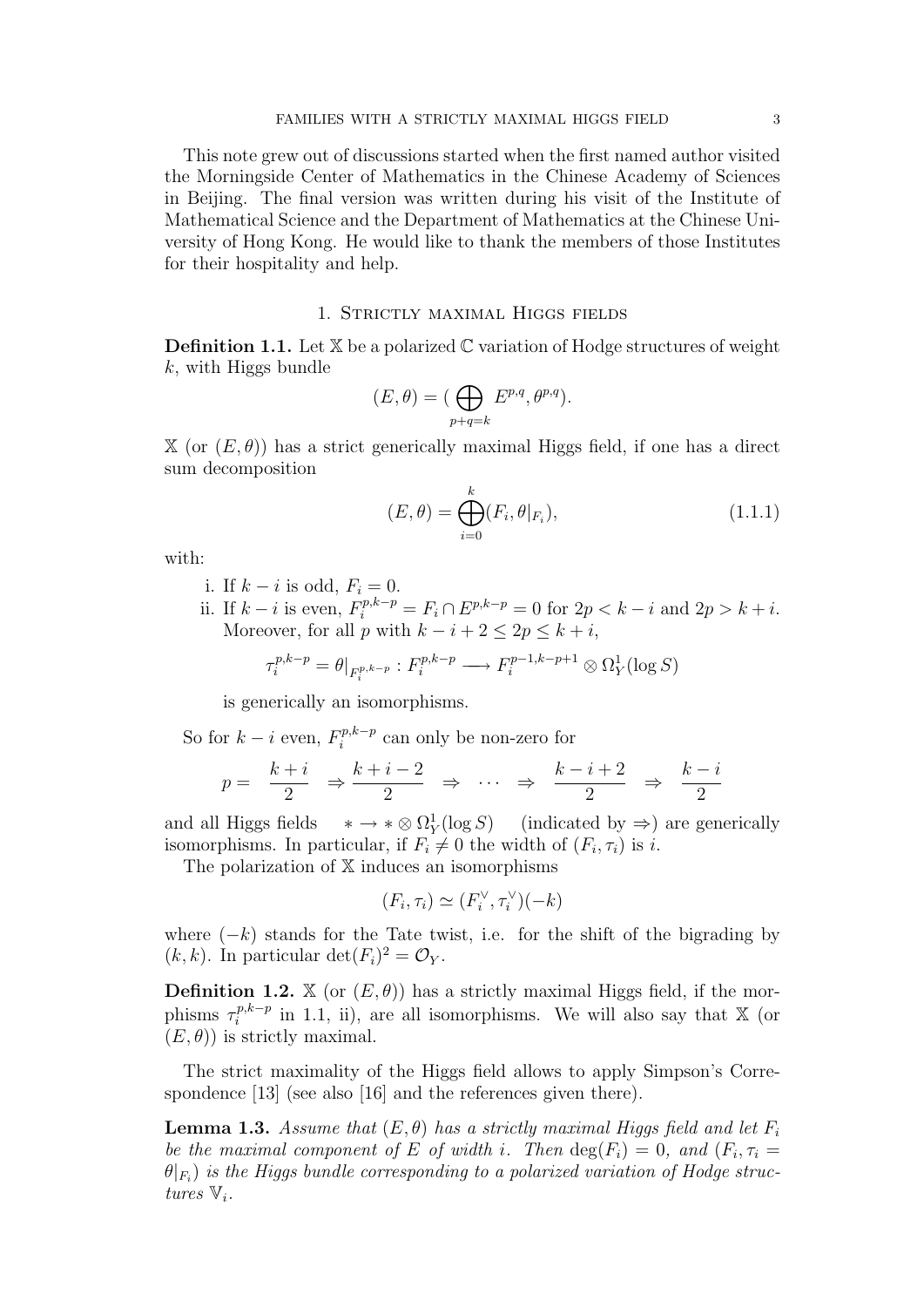This note grew out of discussions started when the first named author visited the Morningside Center of Mathematics in the Chinese Academy of Sciences in Beijing. The final version was written during his visit of the Institute of Mathematical Science and the Department of Mathematics at the Chinese University of Hong Kong. He would like to thank the members of those Institutes for their hospitality and help.

## 1. Strictly maximal Higgs fields

**Definition 1.1.** Let $\mathbb{X}$ be a polarized $\mathbb{C}$ variation of Hodge structures of weight $k$, with Higgs bundle

$$(E, \theta) = (\bigoplus_{p+q=k} E^{p,q}, \theta^{p,q}).$$

$\mathbb{X}$ (or $(E, \theta)$) has a strict generically maximal Higgs field, if one has a direct sum decomposition

$$(E, \theta) = \bigoplus_{i=0}^{k} (F_i, \theta|_{F_i}), \tag{1.1.1}$$

with:

i. If $k - i$ is odd, $F_i = 0$.

ii. If $k - i$ is even, $F_i^{p,k-p} = F_i \cap E^{p,k-p} = 0$ for $2p < k - i$ and $2p > k + i$. Moreover, for all $p$ with $k - i + 2 \leq 2p \leq k + i$,

$$\tau_i^{p,k-p} = \theta|_{F_i^{p,k-p}} : F_i^{p,k-p} \longrightarrow F_i^{p-1,k-p+1} \otimes \Omega^1_Y(\log S)$$

is generically an isomorphisms.

So for $k - i$ even, $F_i^{p,k-p}$ can only be non-zero for

$$p = \quad \frac{k+i}{2} \quad \Rightarrow \frac{k+i-2}{2} \quad \Rightarrow \quad \cdots \quad \Rightarrow \quad \frac{k-i+2}{2} \quad \Rightarrow \quad \frac{k-i}{2}$$

and all Higgs fields $\quad * \to * \otimes \Omega^1_Y(\log S) \quad$ (indicated by $\Rightarrow$) are generically isomorphisms. In particular, if $F_i \neq 0$ the width of $(F_i, \tau_i)$ is $i$.

The polarization of $\mathbb{X}$ induces an isomorphisms

$$(F_i, \tau_i) \simeq (F_i^{\vee}, \tau_i^{\vee})(-k)$$

where $(-k)$ stands for the Tate twist, i.e. for the shift of the bigrading by $(k, k)$. In particular $\det(F_i)^2 = \mathcal{O}_Y$.

**Definition 1.2.** $\mathbb{X}$ (or $(E, \theta)$) has a strictly maximal Higgs field, if the morphisms $\tau_i^{p,k-p}$ in 1.1, ii), are all isomorphisms. We will also say that $\mathbb{X}$ (or $(E, \theta)$) is strictly maximal.

The strict maximality of the Higgs field allows to apply Simpson's Correspondence [13] (see also [16] and the references given there).

**Lemma 1.3.** *Assume that $(E, \theta)$ has a strictly maximal Higgs field and let $F_i$ be the maximal component of $E$ of width $i$. Then $\deg(F_i) = 0$, and $(F_i, \tau_i = \theta|_{F_i})$ is the Higgs bundle corresponding to a polarized variation of Hodge structures $\mathbb{V}_i$.*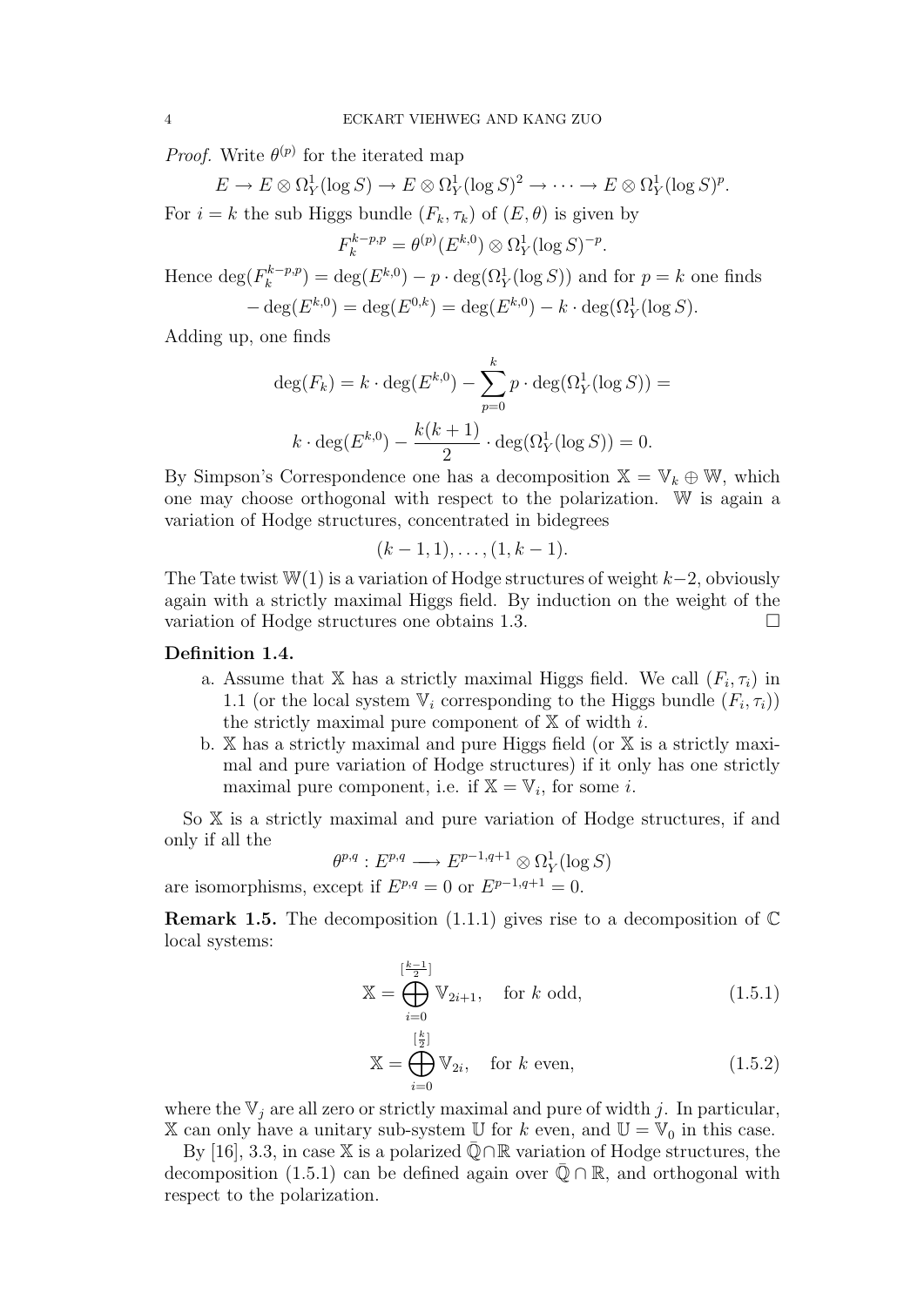*Proof.* Write $\theta^{(p)}$ for the iterated map

$$E \to E \otimes \Omega^1_Y(\log S) \to E \otimes \Omega^1_Y(\log S)^2 \to \cdots \to E \otimes \Omega^1_Y(\log S)^p.$$

For $i = k$ the sub Higgs bundle $(F_k, \tau_k)$ of $(E, \theta)$ is given by

$$F_k^{k-p,p} = \theta^{(p)}(E^{k,0}) \otimes \Omega^1_Y(\log S)^{-p}.$$

Hence $\deg(F_k^{k-p,p}) = \deg(E^{k,0}) - p \cdot \deg(\Omega^1_Y(\log S))$ and for $p = k$ one finds

$$-\deg(E^{k,0}) = \deg(E^{0,k}) = \deg(E^{k,0}) - k \cdot \deg(\Omega^1_Y(\log S).$$

Adding up, one finds

$$\deg(F_k) = k \cdot \deg(E^{k,0}) - \sum_{p=0}^{k} p \cdot \deg(\Omega^1_Y(\log S)) =$$

$$k \cdot \deg(E^{k,0}) - \frac{k(k+1)}{2} \cdot \deg(\Omega^1_Y(\log S)) = 0.$$

By Simpson's Correspondence one has a decomposition $\mathbb{X} = \mathbb{V}_k \oplus \mathbb{W}$, which one may choose orthogonal with respect to the polarization. $\mathbb{W}$ is again a variation of Hodge structures, concentrated in bidegrees

$$(k-1, 1), \ldots, (1, k-1).$$

The Tate twist $\mathbb{W}(1)$ is a variation of Hodge structures of weight $k-2$, obviously again with a strictly maximal Higgs field. By induction on the weight of the variation of Hodge structures one obtains 1.3. $\square$

**Definition 1.4.**

a. Assume that $\mathbb{X}$ has a strictly maximal Higgs field. We call $(F_i, \tau_i)$ in 1.1 (or the local system $\mathbb{V}_i$ corresponding to the Higgs bundle $(F_i, \tau_i)$) the strictly maximal pure component of $\mathbb{X}$ of width $i$.

b. $\mathbb{X}$ has a strictly maximal and pure Higgs field (or $\mathbb{X}$ is a strictly maximal and pure variation of Hodge structures) if it only has one strictly maximal pure component, i.e. if $\mathbb{X} = \mathbb{V}_i$, for some $i$.

So $\mathbb{X}$ is a strictly maximal and pure variation of Hodge structures, if and only if all the

$$\theta^{p,q} : E^{p,q} \longrightarrow E^{p-1,q+1} \otimes \Omega^1_Y(\log S)$$

are isomorphisms, except if $E^{p,q} = 0$ or $E^{p-1,q+1} = 0$.

**Remark 1.5.** The decomposition (1.1.1) gives rise to a decomposition of $\mathbb{C}$ local systems:

$$\mathbb{X} = \bigoplus_{i=0}^{[\frac{k-1}{2}]} \mathbb{V}_{2i+1}, \quad \text{for } k \text{ odd}, \tag{1.5.1}$$

$$\mathbb{X} = \bigoplus_{i=0}^{[\frac{k}{2}]} \mathbb{V}_{2i}, \quad \text{for } k \text{ even}, \tag{1.5.2}$$

where the $\mathbb{V}_j$ are all zero or strictly maximal and pure of width $j$. In particular, $\mathbb{X}$ can only have a unitary sub-system $\mathbb{U}$ for $k$ even, and $\mathbb{U} = \mathbb{V}_0$ in this case.

By [16], 3.3, in case $\mathbb{X}$ is a polarized $\bar{\mathbb{Q}} \cap \mathbb{R}$ variation of Hodge structures, the decomposition (1.5.1) can be defined again over $\bar{\mathbb{Q}} \cap \mathbb{R}$, and orthogonal with respect to the polarization.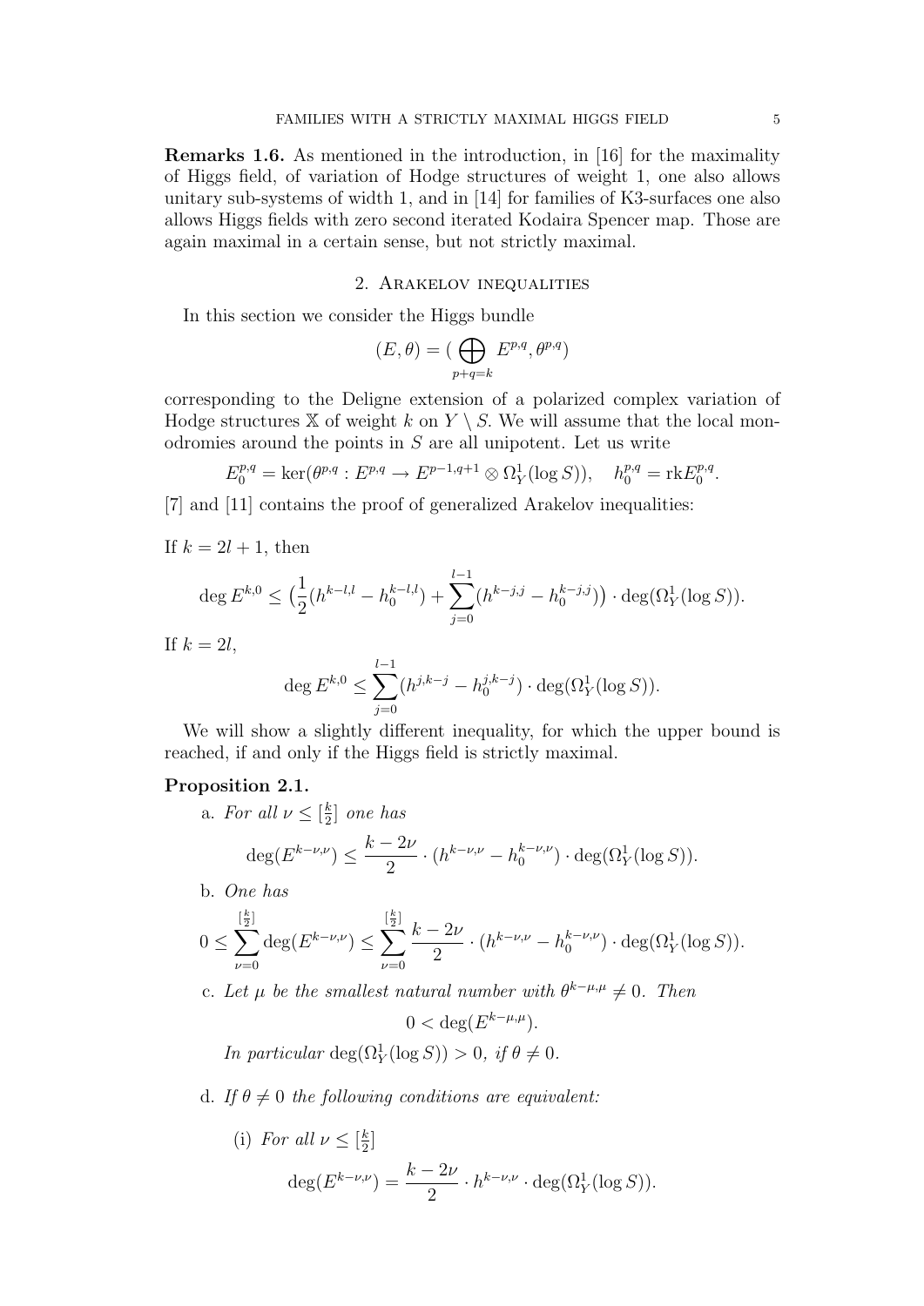**Remarks 1.6.** As mentioned in the introduction, in [16] for the maximality of Higgs field, of variation of Hodge structures of weight 1, one also allows unitary sub-systems of width 1, and in [14] for families of K3-surfaces one also allows Higgs fields with zero second iterated Kodaira Spencer map. Those are again maximal in a certain sense, but not strictly maximal.

## 2. Arakelov inequalities

In this section we consider the Higgs bundle

$$(E,\theta) = (\bigoplus_{p+q=k} E^{p,q}, \theta^{p,q})$$

corresponding to the Deligne extension of a polarized complex variation of Hodge structures $\mathbb{X}$ of weight $k$ on $Y \setminus S$. We will assume that the local monodromies around the points in $S$ are all unipotent. Let us write

$$E_0^{p,q} = \ker(\theta^{p,q} : E^{p,q} \to E^{p-1,q+1} \otimes \Omega^1_Y(\log S)), \quad h_0^{p,q} = \mathrm{rk} E_0^{p,q}.$$

[7] and [11] contains the proof of generalized Arakelov inequalities:

If $k = 2l+1$, then

$$\deg E^{k,0} \leq \big(\frac{1}{2}(h^{k-l,l} - h_0^{k-l,l}) + \sum_{j=0}^{l-1}(h^{k-j,j} - h_0^{k-j,j})\big) \cdot \deg(\Omega^1_Y(\log S)).$$

If $k = 2l$,

$$\deg E^{k,0} \leq \sum_{j=0}^{l-1}(h^{j,k-j} - h_0^{j,k-j}) \cdot \deg(\Omega^1_Y(\log S)).$$

We will show a slightly different inequality, for which the upper bound is reached, if and only if the Higgs field is strictly maximal.

**Proposition 2.1.**

a. *For all* $\nu \leq [\frac{k}{2}]$ *one has*

$$\deg(E^{k-\nu,\nu}) \leq \frac{k-2\nu}{2} \cdot (h^{k-\nu,\nu} - h_0^{k-\nu,\nu}) \cdot \deg(\Omega^1_Y(\log S)).$$

b. *One has*

$$0 \leq \sum_{\nu=0}^{[\frac{k}{2}]} \deg(E^{k-\nu,\nu}) \leq \sum_{\nu=0}^{[\frac{k}{2}]} \frac{k-2\nu}{2} \cdot (h^{k-\nu,\nu} - h_0^{k-\nu,\nu}) \cdot \deg(\Omega^1_Y(\log S)).$$

c. *Let* $\mu$ *be the smallest natural number with* $\theta^{k-\mu,\mu} \neq 0$. *Then*

$$0 < \deg(E^{k-\mu,\mu}).$$

*In particular* $\deg(\Omega^1_Y(\log S)) > 0$, *if* $\theta \neq 0$.

d. *If* $\theta \neq 0$ *the following conditions are equivalent:*

(i) *For all* $\nu \leq [\frac{k}{2}]$

$$\deg(E^{k-\nu,\nu}) = \frac{k-2\nu}{2} \cdot h^{k-\nu,\nu} \cdot \deg(\Omega^1_Y(\log S)).$$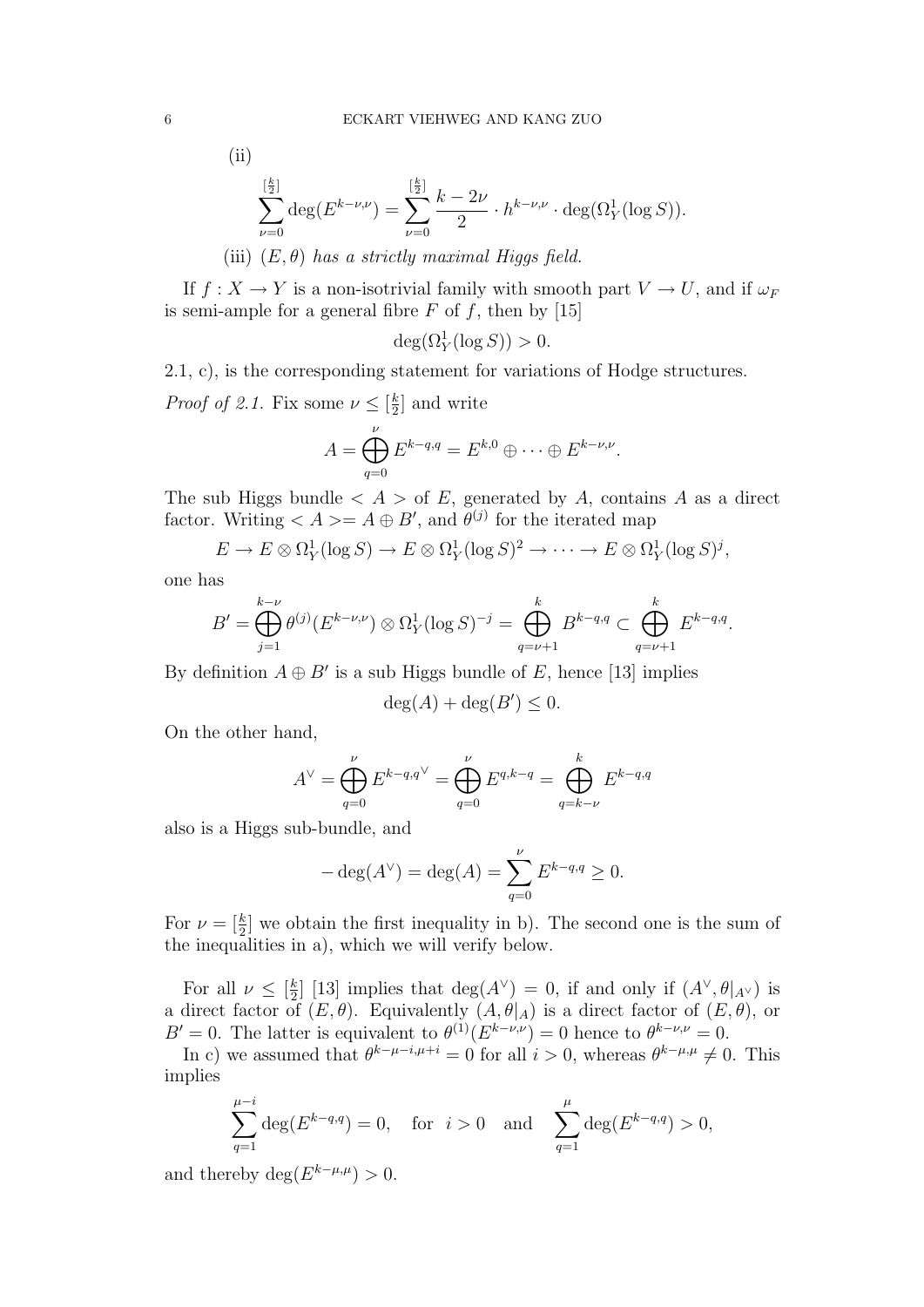(ii)

$$\sum_{\nu=0}^{[\frac{k}{2}]} \deg(E^{k-\nu,\nu}) = \sum_{\nu=0}^{[\frac{k}{2}]} \frac{k-2\nu}{2} \cdot h^{k-\nu,\nu} \cdot \deg(\Omega^1_Y(\log S)).$$

(iii) *$(E,\theta)$ has a strictly maximal Higgs field.*

If $f : X \to Y$ is a non-isotrivial family with smooth part $V \to U$, and if $\omega_F$ is semi-ample for a general fibre $F$ of $f$, then by [15]

$$\deg(\Omega^1_Y(\log S)) > 0.$$

2.1, c), is the corresponding statement for variations of Hodge structures.

*Proof of 2.1.* Fix some $\nu \leq [\frac{k}{2}]$ and write

$$A = \bigoplus_{q=0}^{\nu} E^{k-q,q} = E^{k,0} \oplus \cdots \oplus E^{k-\nu,\nu}.$$

The sub Higgs bundle $< A >$ of $E$, generated by $A$, contains $A$ as a direct factor. Writing $< A >= A \oplus B'$, and $\theta^{(j)}$ for the iterated map

$$E \to E \otimes \Omega^1_Y(\log S) \to E \otimes \Omega^1_Y(\log S)^2 \to \cdots \to E \otimes \Omega^1_Y(\log S)^j,$$

one has

$$B' = \bigoplus_{j=1}^{k-\nu} \theta^{(j)}(E^{k-\nu,\nu}) \otimes \Omega^1_Y(\log S)^{-j} = \bigoplus_{q=\nu+1}^{k} B^{k-q,q} \subset \bigoplus_{q=\nu+1}^{k} E^{k-q,q}.$$

By definition $A \oplus B'$ is a sub Higgs bundle of $E$, hence [13] implies

$$\deg(A) + \deg(B') \leq 0.$$

On the other hand,

$$A^\vee = \bigoplus_{q=0}^{\nu} E^{k-q,q\,\vee} = \bigoplus_{q=0}^{\nu} E^{q,k-q} = \bigoplus_{q=k-\nu}^{k} E^{k-q,q}$$

also is a Higgs sub-bundle, and

$$-\deg(A^\vee) = \deg(A) = \sum_{q=0}^{\nu} E^{k-q,q} \geq 0.$$

For $\nu = [\frac{k}{2}]$ we obtain the first inequality in b). The second one is the sum of the inequalities in a), which we will verify below.

For all $\nu \leq [\frac{k}{2}]$ [13] implies that $\deg(A^\vee) = 0$, if and only if $(A^\vee, \theta|_{A^\vee})$ is a direct factor of $(E,\theta)$. Equivalently $(A, \theta|_A)$ is a direct factor of $(E,\theta)$, or $B' = 0$. The latter is equivalent to $\theta^{(1)}(E^{k-\nu,\nu}) = 0$ hence to $\theta^{k-\nu,\nu} = 0$.

In c) we assumed that $\theta^{k-\mu-i,\mu+i} = 0$ for all $i > 0$, whereas $\theta^{k-\mu,\mu} \neq 0$. This implies

$$\sum_{q=1}^{\mu-i} \deg(E^{k-q,q}) = 0, \quad \text{for} \quad i > 0 \quad \text{and} \quad \sum_{q=1}^{\mu} \deg(E^{k-q,q}) > 0,$$

and thereby $\deg(E^{k-\mu,\mu}) > 0$.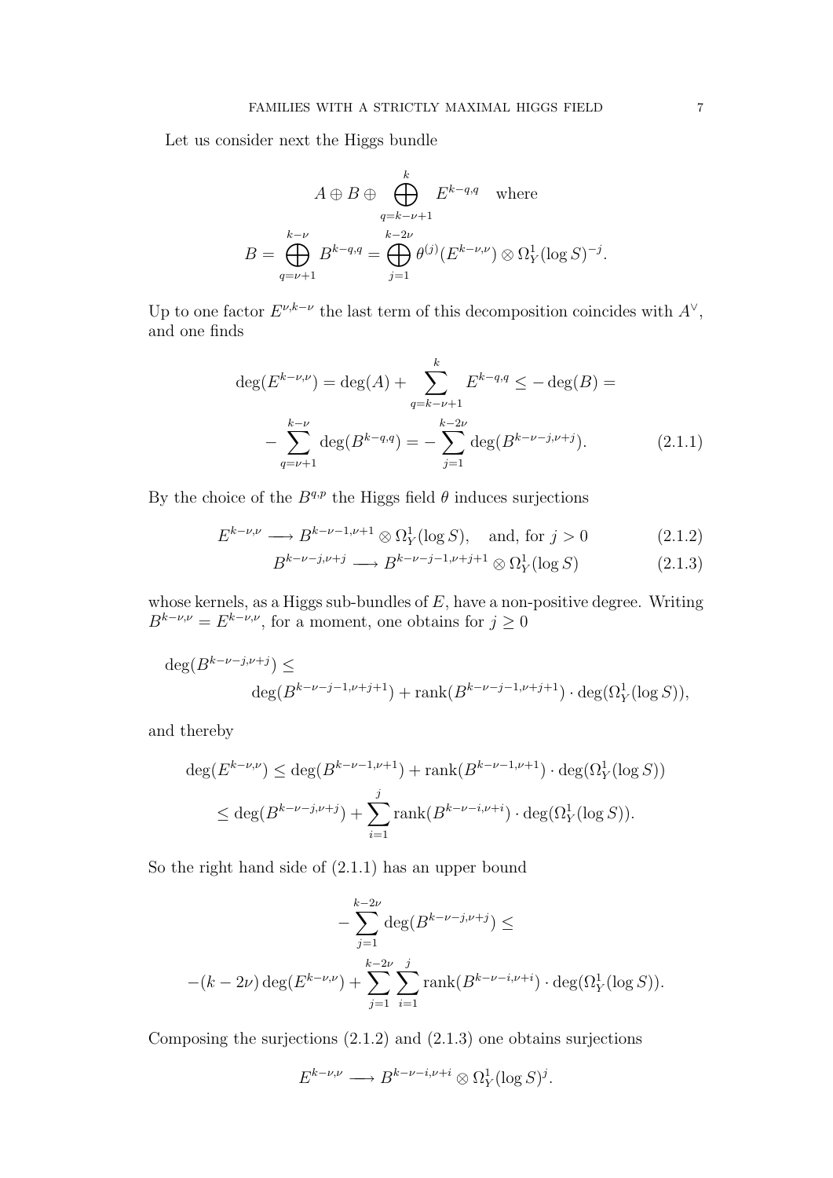Let us consider next the Higgs bundle

$$A \oplus B \oplus \bigoplus_{q=k-\nu+1}^{k} E^{k-q,q} \quad \text{where}$$

$$B = \bigoplus_{q=\nu+1}^{k-\nu} B^{k-q,q} = \bigoplus_{j=1}^{k-2\nu} \theta^{(j)}(E^{k-\nu,\nu}) \otimes \Omega^1_Y(\log S)^{-j}.$$

Up to one factor $E^{\nu,k-\nu}$ the last term of this decomposition coincides with $A^\vee$, and one finds

$$\deg(E^{k-\nu,\nu}) = \deg(A) + \sum_{q=k-\nu+1}^{k} E^{k-q,q} \leq -\deg(B) =$$
$$-\sum_{q=\nu+1}^{k-\nu} \deg(B^{k-q,q}) = -\sum_{j=1}^{k-2\nu} \deg(B^{k-\nu-j,\nu+j}). \tag{2.1.1}$$

By the choice of the $B^{q,p}$ the Higgs field $\theta$ induces surjections

$$E^{k-\nu,\nu} \longrightarrow B^{k-\nu-1,\nu+1} \otimes \Omega^1_Y(\log S), \quad \text{and, for } j > 0 \tag{2.1.2}$$

$$B^{k-\nu-j,\nu+j} \longrightarrow B^{k-\nu-j-1,\nu+j+1} \otimes \Omega^1_Y(\log S) \tag{2.1.3}$$

whose kernels, as a Higgs sub-bundles of $E$, have a non-positive degree. Writing $B^{k-\nu,\nu} = E^{k-\nu,\nu}$, for a moment, one obtains for $j \geq 0$

$$\deg(B^{k-\nu-j,\nu+j}) \leq$$
$$\deg(B^{k-\nu-j-1,\nu+j+1}) + \operatorname{rank}(B^{k-\nu-j-1,\nu+j+1}) \cdot \deg(\Omega^1_Y(\log S)),$$

and thereby

$$\deg(E^{k-\nu,\nu}) \leq \deg(B^{k-\nu-1,\nu+1}) + \operatorname{rank}(B^{k-\nu-1,\nu+1}) \cdot \deg(\Omega^1_Y(\log S))$$
$$\leq \deg(B^{k-\nu-j,\nu+j}) + \sum_{i=1}^{j} \operatorname{rank}(B^{k-\nu-i,\nu+i}) \cdot \deg(\Omega^1_Y(\log S)).$$

So the right hand side of (2.1.1) has an upper bound

$$-\sum_{j=1}^{k-2\nu} \deg(B^{k-\nu-j,\nu+j}) \leq$$
$$-(k-2\nu)\deg(E^{k-\nu,\nu}) + \sum_{j=1}^{k-2\nu} \sum_{i=1}^{j} \operatorname{rank}(B^{k-\nu-i,\nu+i}) \cdot \deg(\Omega^1_Y(\log S)).$$

Composing the surjections (2.1.2) and (2.1.3) one obtains surjections

$$E^{k-\nu,\nu} \longrightarrow B^{k-\nu-i,\nu+i} \otimes \Omega^1_Y(\log S)^j.$$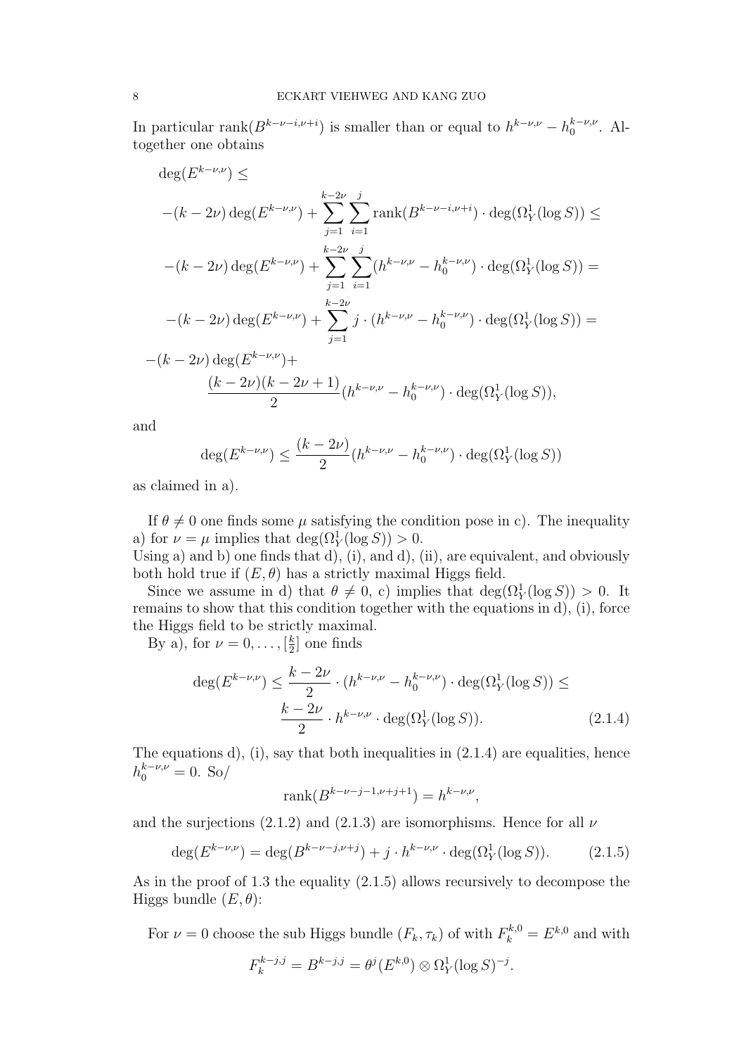In particular $\mathrm{rank}(B^{k-\nu-i,\nu+i})$ is smaller than or equal to $h^{k-\nu,\nu} - h_0^{k-\nu,\nu}$. Altogether one obtains

$$
\begin{aligned}
&\deg(E^{k-\nu,\nu}) \leq \\
&\quad -(k-2\nu)\deg(E^{k-\nu,\nu}) + \sum_{j=1}^{k-2\nu}\sum_{i=1}^{j} \mathrm{rank}(B^{k-\nu-i,\nu+i})\cdot \deg(\Omega^1_Y(\log S)) \leq \\
&\quad -(k-2\nu)\deg(E^{k-\nu,\nu}) + \sum_{j=1}^{k-2\nu}\sum_{i=1}^{j} (h^{k-\nu,\nu} - h_0^{k-\nu,\nu})\cdot \deg(\Omega^1_Y(\log S)) = \\
&\quad -(k-2\nu)\deg(E^{k-\nu,\nu}) + \sum_{j=1}^{k-2\nu} j\cdot (h^{k-\nu,\nu} - h_0^{k-\nu,\nu})\cdot \deg(\Omega^1_Y(\log S)) = \\
&-(k-2\nu)\deg(E^{k-\nu,\nu}) + \\
&\qquad \frac{(k-2\nu)(k-2\nu+1)}{2}(h^{k-\nu,\nu} - h_0^{k-\nu,\nu})\cdot \deg(\Omega^1_Y(\log S)),
\end{aligned}
$$

and

$$
\deg(E^{k-\nu,\nu}) \leq \frac{(k-2\nu)}{2}(h^{k-\nu,\nu} - h_0^{k-\nu,\nu})\cdot \deg(\Omega^1_Y(\log S))
$$

as claimed in a).

If $\theta \neq 0$ one finds some $\mu$ satisfying the condition pose in c). The inequality a) for $\nu = \mu$ implies that $\deg(\Omega^1_Y(\log S)) > 0$.
Using a) and b) one finds that d), (i), and d), (ii), are equivalent, and obviously both hold true if $(E,\theta)$ has a strictly maximal Higgs field.

Since we assume in d) that $\theta \neq 0$, c) implies that $\deg(\Omega^1_Y(\log S)) > 0$. It remains to show that this condition together with the equations in d), (i), force the Higgs field to be strictly maximal.

By a), for $\nu = 0, \ldots, [\frac{k}{2}]$ one finds

$$
\begin{aligned}
\deg(E^{k-\nu,\nu}) \leq \frac{k-2\nu}{2}\cdot (h^{k-\nu,\nu} - h_0^{k-\nu,\nu})\cdot \deg(\Omega^1_Y(\log S)) \leq \\
\frac{k-2\nu}{2}\cdot h^{k-\nu,\nu}\cdot \deg(\Omega^1_Y(\log S)).
\end{aligned}
\tag{2.1.4}
$$

The equations d), (i), say that both inequalities in (2.1.4) are equalities, hence $h_0^{k-\nu,\nu} = 0$. So/

$$
\mathrm{rank}(B^{k-\nu-j-1,\nu+j+1}) = h^{k-\nu,\nu},
$$

and the surjections (2.1.2) and (2.1.3) are isomorphisms. Hence for all $\nu$

$$
\deg(E^{k-\nu,\nu}) = \deg(B^{k-\nu-j,\nu+j}) + j\cdot h^{k-\nu,\nu}\cdot \deg(\Omega^1_Y(\log S)). \tag{2.1.5}
$$

As in the proof of 1.3 the equality (2.1.5) allows recursively to decompose the Higgs bundle $(E,\theta)$:

For $\nu = 0$ choose the sub Higgs bundle $(F_k, \tau_k)$ of with $F_k^{k,0} = E^{k,0}$ and with

$$
F_k^{k-j,j} = B^{k-j,j} = \theta^j(E^{k,0}) \otimes \Omega^1_Y(\log S)^{-j}.
$$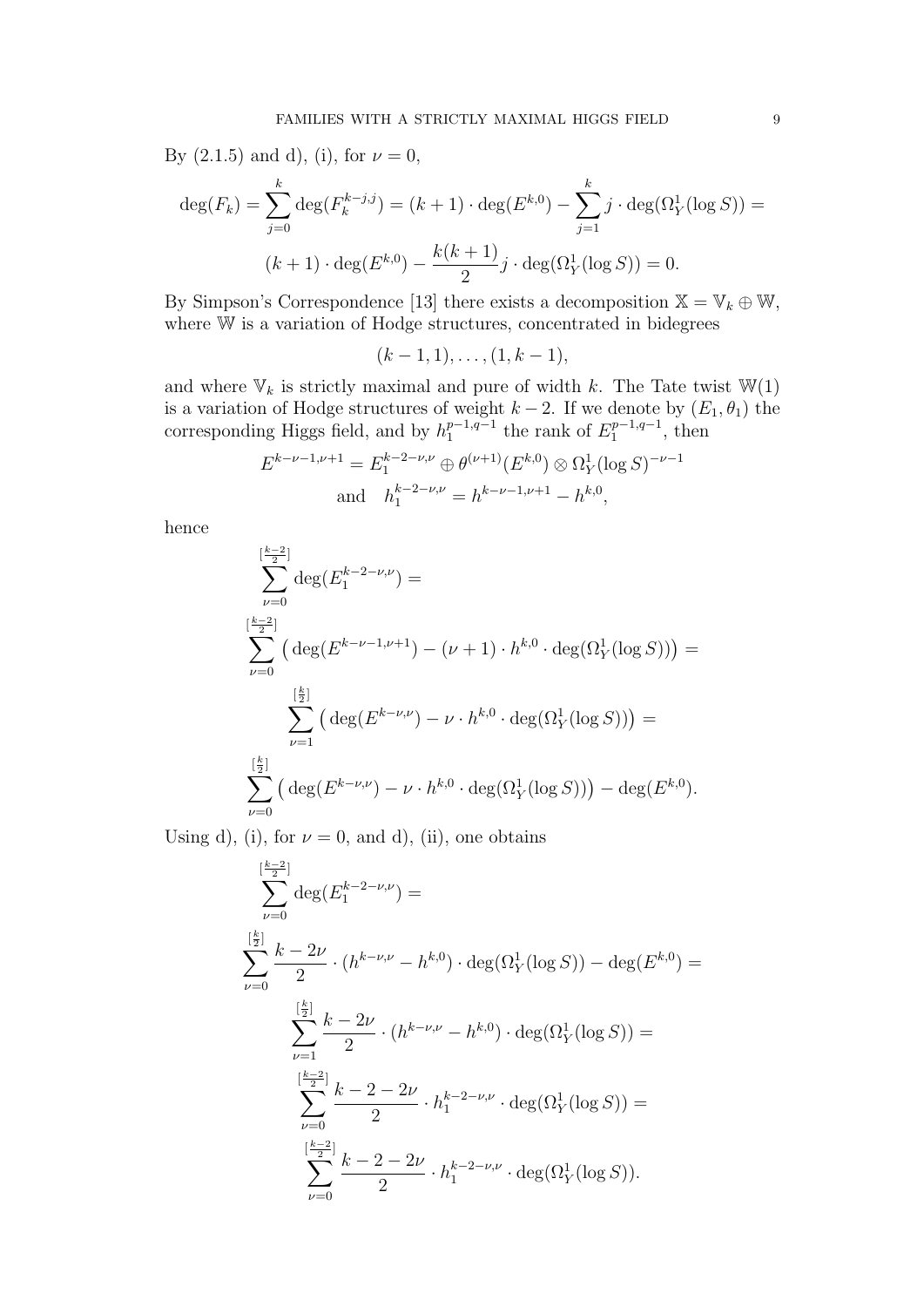By (2.1.5) and d), (i), for $\nu = 0$,

$$\deg(F_k) = \sum_{j=0}^{k} \deg(F_k^{k-j,j}) = (k+1)\cdot \deg(E^{k,0}) - \sum_{j=1}^{k} j \cdot \deg(\Omega^1_Y(\log S)) =$$
$$(k+1)\cdot \deg(E^{k,0}) - \frac{k(k+1)}{2} j \cdot \deg(\Omega^1_Y(\log S)) = 0.$$

By Simpson's Correspondence [13] there exists a decomposition $\mathbb{X} = \mathbb{V}_k \oplus \mathbb{W}$, where $\mathbb{W}$ is a variation of Hodge structures, concentrated in bidegrees

$$(k-1,1), \ldots, (1,k-1),$$

and where $\mathbb{V}_k$ is strictly maximal and pure of width $k$. The Tate twist $\mathbb{W}(1)$ is a variation of Hodge structures of weight $k-2$. If we denote by $(E_1, \theta_1)$ the corresponding Higgs field, and by $h_1^{p-1,q-1}$ the rank of $E_1^{p-1,q-1}$, then

$$E^{k-\nu-1,\nu+1} = E_1^{k-2-\nu,\nu} \oplus \theta^{(\nu+1)}(E^{k,0}) \otimes \Omega^1_Y(\log S)^{-\nu-1}$$
$$\text{and} \quad h_1^{k-2-\nu,\nu} = h^{k-\nu-1,\nu+1} - h^{k,0},$$

hence

$$\sum_{\nu=0}^{[\frac{k-2}{2}]} \deg(E_1^{k-2-\nu,\nu}) =$$
$$\sum_{\nu=0}^{[\frac{k-2}{2}]} \big(\deg(E^{k-\nu-1,\nu+1}) - (\nu+1)\cdot h^{k,0}\cdot \deg(\Omega^1_Y(\log S))\big) =$$
$$\sum_{\nu=1}^{[\frac{k}{2}]} \big(\deg(E^{k-\nu,\nu}) - \nu\cdot h^{k,0}\cdot \deg(\Omega^1_Y(\log S))\big) =$$
$$\sum_{\nu=0}^{[\frac{k}{2}]} \big(\deg(E^{k-\nu,\nu}) - \nu\cdot h^{k,0}\cdot \deg(\Omega^1_Y(\log S))\big) - \deg(E^{k,0}).$$

Using d), (i), for $\nu = 0$, and d), (ii), one obtains

$$\sum_{\nu=0}^{[\frac{k-2}{2}]} \deg(E_1^{k-2-\nu,\nu}) =$$
$$\sum_{\nu=0}^{[\frac{k}{2}]} \frac{k-2\nu}{2}\cdot (h^{k-\nu,\nu} - h^{k,0})\cdot \deg(\Omega^1_Y(\log S)) - \deg(E^{k,0}) =$$
$$\sum_{\nu=1}^{[\frac{k}{2}]} \frac{k-2\nu}{2}\cdot (h^{k-\nu,\nu} - h^{k,0})\cdot \deg(\Omega^1_Y(\log S)) =$$
$$\sum_{\nu=0}^{[\frac{k-2}{2}]} \frac{k-2-2\nu}{2}\cdot h_1^{k-2-\nu,\nu}\cdot \deg(\Omega^1_Y(\log S)) =$$
$$\sum_{\nu=0}^{[\frac{k-2}{2}]} \frac{k-2-2\nu}{2}\cdot h_1^{k-2-\nu,\nu}\cdot \deg(\Omega^1_Y(\log S)).$$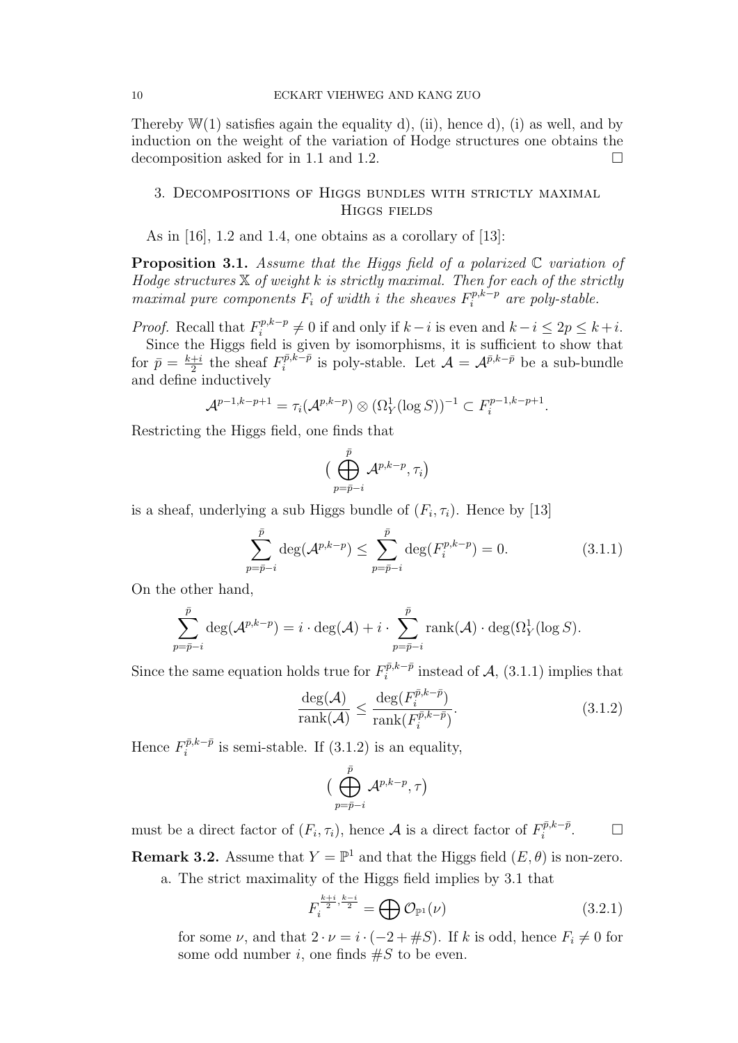Thereby $\mathbb{W}(1)$ satisfies again the equality d), (ii), hence d), (i) as well, and by induction on the weight of the variation of Hodge structures one obtains the decomposition asked for in 1.1 and 1.2. □

## 3. Decompositions of Higgs bundles with strictly maximal Higgs fields

As in [16], 1.2 and 1.4, one obtains as a corollary of [13]:

**Proposition 3.1.** *Assume that the Higgs field of a polarized $\mathbb{C}$ variation of Hodge structures $\mathbb{X}$ of weight $k$ is strictly maximal. Then for each of the strictly maximal pure components $F_i$ of width $i$ the sheaves $F_i^{p,k-p}$ are poly-stable.*

*Proof.* Recall that $F_i^{p,k-p} \neq 0$ if and only if $k-i$ is even and $k-i \leq 2p \leq k+i$.

Since the Higgs field is given by isomorphisms, it is sufficient to show that for $\bar{p} = \frac{k+i}{2}$ the sheaf $F_i^{\bar{p},k-\bar{p}}$ is poly-stable. Let $\mathcal{A} = \mathcal{A}^{\bar{p},k-\bar{p}}$ be a sub-bundle and define inductively

$$\mathcal{A}^{p-1,k-p+1} = \tau_i(\mathcal{A}^{p,k-p}) \otimes (\Omega^1_Y(\log S))^{-1} \subset F_i^{p-1,k-p+1}.$$

Restricting the Higgs field, one finds that

$$\big( \bigoplus_{p=\bar{p}-i}^{\bar{p}} \mathcal{A}^{p,k-p}, \tau_i \big)$$

is a sheaf, underlying a sub Higgs bundle of $(F_i, \tau_i)$. Hence by [13]

$$\sum_{p=\bar{p}-i}^{\bar{p}} \deg(\mathcal{A}^{p,k-p}) \leq \sum_{p=\bar{p}-i}^{\bar{p}} \deg(F_i^{p,k-p}) = 0. \tag{3.1.1}$$

On the other hand,

$$\sum_{p=\bar{p}-i}^{\bar{p}} \deg(\mathcal{A}^{p,k-p}) = i \cdot \deg(\mathcal{A}) + i \cdot \sum_{p=\bar{p}-i}^{\bar{p}} \mathrm{rank}(\mathcal{A}) \cdot \deg(\Omega^1_Y(\log S)).$$

Since the same equation holds true for $F_i^{\bar{p},k-\bar{p}}$ instead of $\mathcal{A}$, (3.1.1) implies that

$$\frac{\deg(\mathcal{A})}{\mathrm{rank}(\mathcal{A})} \leq \frac{\deg(F_i^{\bar{p},k-\bar{p}})}{\mathrm{rank}(F_i^{\bar{p},k-\bar{p}})}. \tag{3.1.2}$$

Hence $F_i^{\bar{p},k-\bar{p}}$ is semi-stable. If (3.1.2) is an equality,

$$\big( \bigoplus_{p=\bar{p}-i}^{\bar{p}} \mathcal{A}^{p,k-p}, \tau \big)$$

must be a direct factor of $(F_i, \tau_i)$, hence $\mathcal{A}$ is a direct factor of $F_i^{\bar{p},k-\bar{p}}$. □

**Remark 3.2.** Assume that $Y = \mathbb{P}^1$ and that the Higgs field $(E, \theta)$ is non-zero.

a. The strict maximality of the Higgs field implies by 3.1 that

$$F_i^{\frac{k+i}{2}, \frac{k-i}{2}} = \bigoplus \mathcal{O}_{\mathbb{P}^1}(\nu) \tag{3.2.1}$$

for some $\nu$, and that $2 \cdot \nu = i \cdot (-2 + \#S)$. If $k$ is odd, hence $F_i \neq 0$ for some odd number $i$, one finds $\#S$ to be even.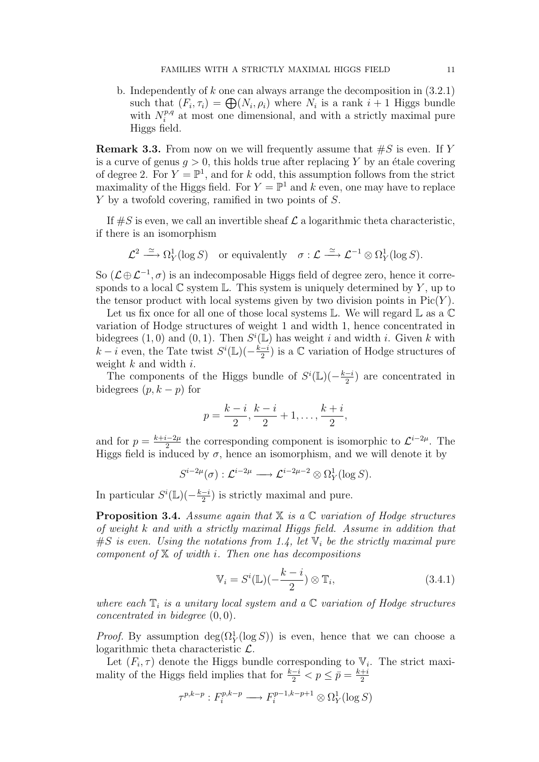b. Independently of $k$ one can always arrange the decomposition in (3.2.1) such that $(F_i, \tau_i) = \bigoplus (N_i, \rho_i)$ where $N_i$ is a rank $i+1$ Higgs bundle with $N_i^{p,q}$ at most one dimensional, and with a strictly maximal pure Higgs field.

**Remark 3.3.** From now on we will frequently assume that $\#S$ is even. If $Y$ is a curve of genus $g > 0$, this holds true after replacing $Y$ by an étale covering of degree 2. For $Y = \mathbb{P}^1$, and for $k$ odd, this assumption follows from the strict maximality of the Higgs field. For $Y = \mathbb{P}^1$ and $k$ even, one may have to replace $Y$ by a twofold covering, ramified in two points of $S$.

If $\#S$ is even, we call an invertible sheaf $\mathcal{L}$ a logarithmic theta characteristic, if there is an isomorphism

$$\mathcal{L}^2 \xrightarrow{\ \simeq\ } \Omega^1_Y(\log S) \quad \text{or equivalently} \quad \sigma : \mathcal{L} \xrightarrow{\ \simeq\ } \mathcal{L}^{-1} \otimes \Omega^1_Y(\log S).$$

So $(\mathcal{L} \oplus \mathcal{L}^{-1}, \sigma)$ is an indecomposable Higgs field of degree zero, hence it corresponds to a local $\mathbb{C}$ system $\mathbb{L}$. This system is uniquely determined by $Y$, up to the tensor product with local systems given by two division points in $\mathrm{Pic}(Y)$.

Let us fix once for all one of those local systems $\mathbb{L}$. We will regard $\mathbb{L}$ as a $\mathbb{C}$ variation of Hodge structures of weight 1 and width 1, hence concentrated in bidegrees $(1,0)$ and $(0,1)$. Then $S^i(\mathbb{L})$ has weight $i$ and width $i$. Given $k$ with $k-i$ even, the Tate twist $S^i(\mathbb{L})(-\frac{k-i}{2})$ is a $\mathbb{C}$ variation of Hodge structures of weight $k$ and width $i$.

The components of the Higgs bundle of $S^i(\mathbb{L})(-\frac{k-i}{2})$ are concentrated in bidegrees $(p, k-p)$ for

$$p = \frac{k-i}{2}, \frac{k-i}{2}+1, \ldots, \frac{k+i}{2},$$

and for $p = \frac{k+i-2\mu}{2}$ the corresponding component is isomorphic to $\mathcal{L}^{i-2\mu}$. The Higgs field is induced by $\sigma$, hence an isomorphism, and we will denote it by

$$S^{i-2\mu}(\sigma) : \mathcal{L}^{i-2\mu} \longrightarrow \mathcal{L}^{i-2\mu-2} \otimes \Omega^1_Y(\log S).$$

In particular $S^i(\mathbb{L})(-\frac{k-i}{2})$ is strictly maximal and pure.

**Proposition 3.4.** *Assume again that $\mathbb{X}$ is a $\mathbb{C}$ variation of Hodge structures of weight $k$ and with a strictly maximal Higgs field. Assume in addition that $\#S$ is even. Using the notations from 1.4, let $\mathbb{V}_i$ be the strictly maximal pure component of $\mathbb{X}$ of width $i$. Then one has decompositions*

$$\mathbb{V}_i = S^i(\mathbb{L})(-\frac{k-i}{2}) \otimes \mathbb{T}_i, \tag{3.4.1}$$

*where each $\mathbb{T}_i$ is a unitary local system and a $\mathbb{C}$ variation of Hodge structures concentrated in bidegree $(0,0)$.*

*Proof.* By assumption $\deg(\Omega^1_Y(\log S))$ is even, hence that we can choose a logarithmic theta characteristic $\mathcal{L}$.

Let $(F_i, \tau)$ denote the Higgs bundle corresponding to $\mathbb{V}_i$. The strict maximality of the Higgs field implies that for $\frac{k-i}{2} < p \leq \bar{p} = \frac{k+i}{2}$

$$\tau^{p,k-p} : F_i^{p,k-p} \longrightarrow F_i^{p-1,k-p+1} \otimes \Omega^1_Y(\log S)$$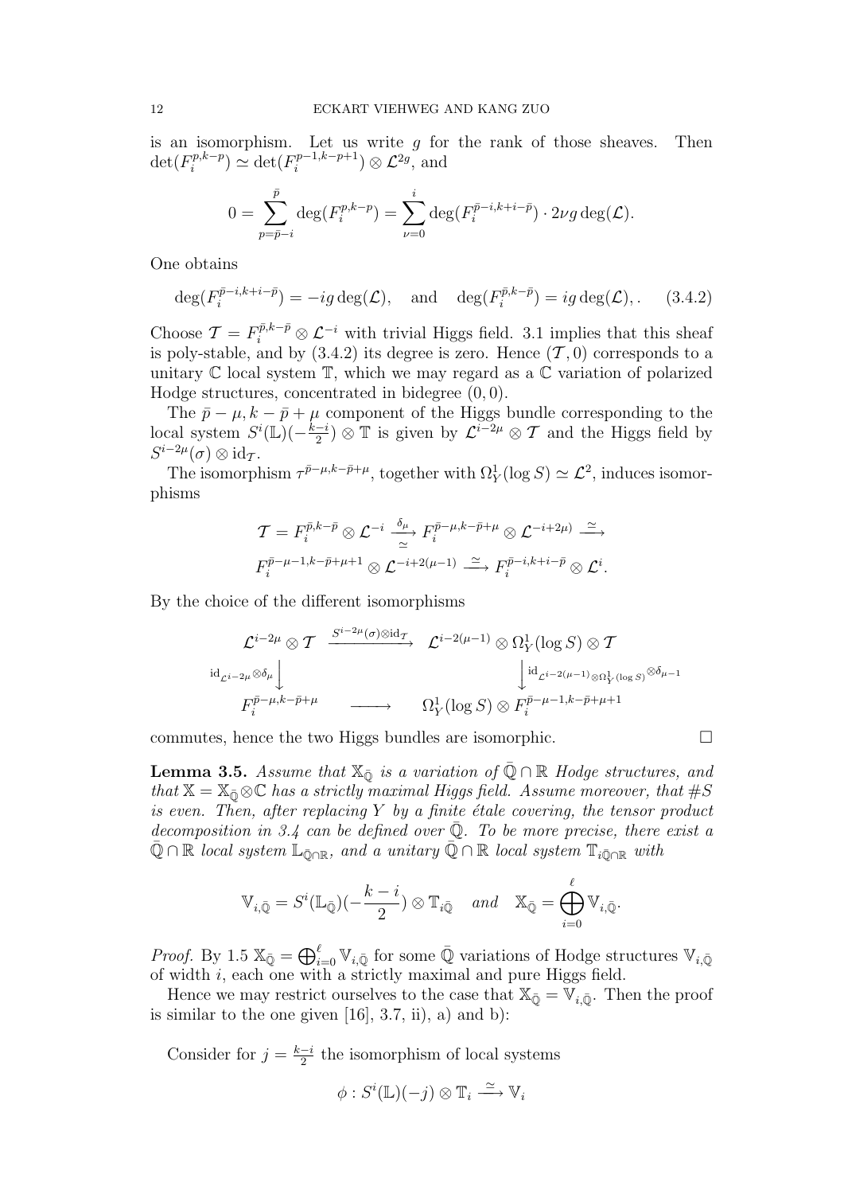is an isomorphism. Let us write $g$ for the rank of those sheaves. Then $\det(F_i^{p,k-p}) \simeq \det(F_i^{p-1,k-p+1}) \otimes \mathcal{L}^{2g}$, and

$$0 = \sum_{p=\bar{p}-i}^{\bar{p}} \deg(F_i^{p,k-p}) = \sum_{\nu=0}^{i} \deg(F_i^{\bar{p}-i,k+i-\bar{p}}) \cdot 2\nu g \deg(\mathcal{L}).$$

One obtains

$$\deg(F_i^{\bar{p}-i,k+i-\bar{p}}) = -ig\deg(\mathcal{L}), \quad \text{and} \quad \deg(F_i^{\bar{p},k-\bar{p}}) = ig\deg(\mathcal{L}),. \qquad (3.4.2)$$

Choose $\mathcal{T} = F_i^{\bar{p},k-\bar{p}} \otimes \mathcal{L}^{-i}$ with trivial Higgs field. 3.1 implies that this sheaf is poly-stable, and by (3.4.2) its degree is zero. Hence $(\mathcal{T}, 0)$ corresponds to a unitary $\mathbb{C}$ local system $\mathbb{T}$, which we may regard as a $\mathbb{C}$ variation of polarized Hodge structures, concentrated in bidegree $(0,0)$.

The $\bar{p}-\mu, k-\bar{p}+\mu$ component of the Higgs bundle corresponding to the local system $S^i(\mathbb{L})(-\frac{k-i}{2}) \otimes \mathbb{T}$ is given by $\mathcal{L}^{i-2\mu} \otimes \mathcal{T}$ and the Higgs field by $S^{i-2\mu}(\sigma) \otimes \mathrm{id}_{\mathcal{T}}$.

The isomorphism $\tau^{\bar{p}-\mu,k-\bar{p}+\mu}$, together with $\Omega^1_Y(\log S) \simeq \mathcal{L}^2$, induces isomorphisms

$$\mathcal{T} = F_i^{\bar{p},k-\bar{p}} \otimes \mathcal{L}^{-i} \xrightarrow[\simeq]{\delta_\mu} F_i^{\bar{p}-\mu,k-\bar{p}+\mu} \otimes \mathcal{L}^{-i+2\mu)} \xrightarrow{\simeq}$$
$$F_i^{\bar{p}-\mu-1,k-\bar{p}+\mu+1} \otimes \mathcal{L}^{-i+2(\mu-1)} \xrightarrow{\simeq} F_i^{\bar{p}-i,k+i-\bar{p}} \otimes \mathcal{L}^{i}.$$

By the choice of the different isomorphisms

$$\begin{array}{ccc}
\mathcal{L}^{i-2\mu} \otimes \mathcal{T} & \xrightarrow{S^{i-2\mu}(\sigma)\otimes \mathrm{id}_{\mathcal{T}}} & \mathcal{L}^{i-2(\mu-1)} \otimes \Omega^1_Y(\log S) \otimes \mathcal{T} \\
\Big\downarrow {\scriptstyle \mathrm{id}_{\mathcal{L}^{i-2\mu}} \otimes \delta_\mu} & & \Big\downarrow {\scriptstyle \mathrm{id}_{\mathcal{L}^{i-2(\mu-1)} \otimes \Omega^1_Y(\log S)} \otimes \delta_{\mu-1}} \\
F_i^{\bar{p}-\mu,k-\bar{p}+\mu} & \longrightarrow & \Omega^1_Y(\log S) \otimes F_i^{\bar{p}-\mu-1,k-\bar{p}+\mu+1}
\end{array}$$

commutes, hence the two Higgs bundles are isomorphic. □

**Lemma 3.5.** *Assume that $\mathbb{X}_{\bar{\mathbb{Q}}}$ is a variation of $\bar{\mathbb{Q}} \cap \mathbb{R}$ Hodge structures, and that $\mathbb{X} = \mathbb{X}_{\bar{\mathbb{Q}}} \otimes \mathbb{C}$ has a strictly maximal Higgs field. Assume moreover, that $\#S$ is even. Then, after replacing $Y$ by a finite étale covering, the tensor product decomposition in 3.4 can be defined over $\bar{\mathbb{Q}}$. To be more precise, there exist a $\bar{\mathbb{Q}} \cap \mathbb{R}$ local system $\mathbb{L}_{\bar{\mathbb{Q}} \cap \mathbb{R}}$, and a unitary $\bar{\mathbb{Q}} \cap \mathbb{R}$ local system $\mathbb{T}_{i\bar{\mathbb{Q}} \cap \mathbb{R}}$ with*

$$\mathbb{V}_{i,\bar{\mathbb{Q}}} = S^i(\mathbb{L}_{\bar{\mathbb{Q}}})(-\frac{k-i}{2}) \otimes \mathbb{T}_{i\bar{\mathbb{Q}}} \quad \text{and} \quad \mathbb{X}_{\bar{\mathbb{Q}}} = \bigoplus_{i=0}^{\ell} \mathbb{V}_{i,\bar{\mathbb{Q}}}.$$

*Proof.* By 1.5 $\mathbb{X}_{\bar{\mathbb{Q}}} = \bigoplus_{i=0}^{\ell} \mathbb{V}_{i,\bar{\mathbb{Q}}}$ for some $\bar{\mathbb{Q}}$ variations of Hodge structures $\mathbb{V}_{i,\bar{\mathbb{Q}}}$ of width $i$, each one with a strictly maximal and pure Higgs field.

Hence we may restrict ourselves to the case that $\mathbb{X}_{\bar{\mathbb{Q}}} = \mathbb{V}_{i,\bar{\mathbb{Q}}}$. Then the proof is similar to the one given [16], 3.7, ii), a) and b):

Consider for $j = \frac{k-i}{2}$ the isomorphism of local systems

$$\phi : S^i(\mathbb{L})(-j) \otimes \mathbb{T}_i \xrightarrow{\simeq} \mathbb{V}_i$$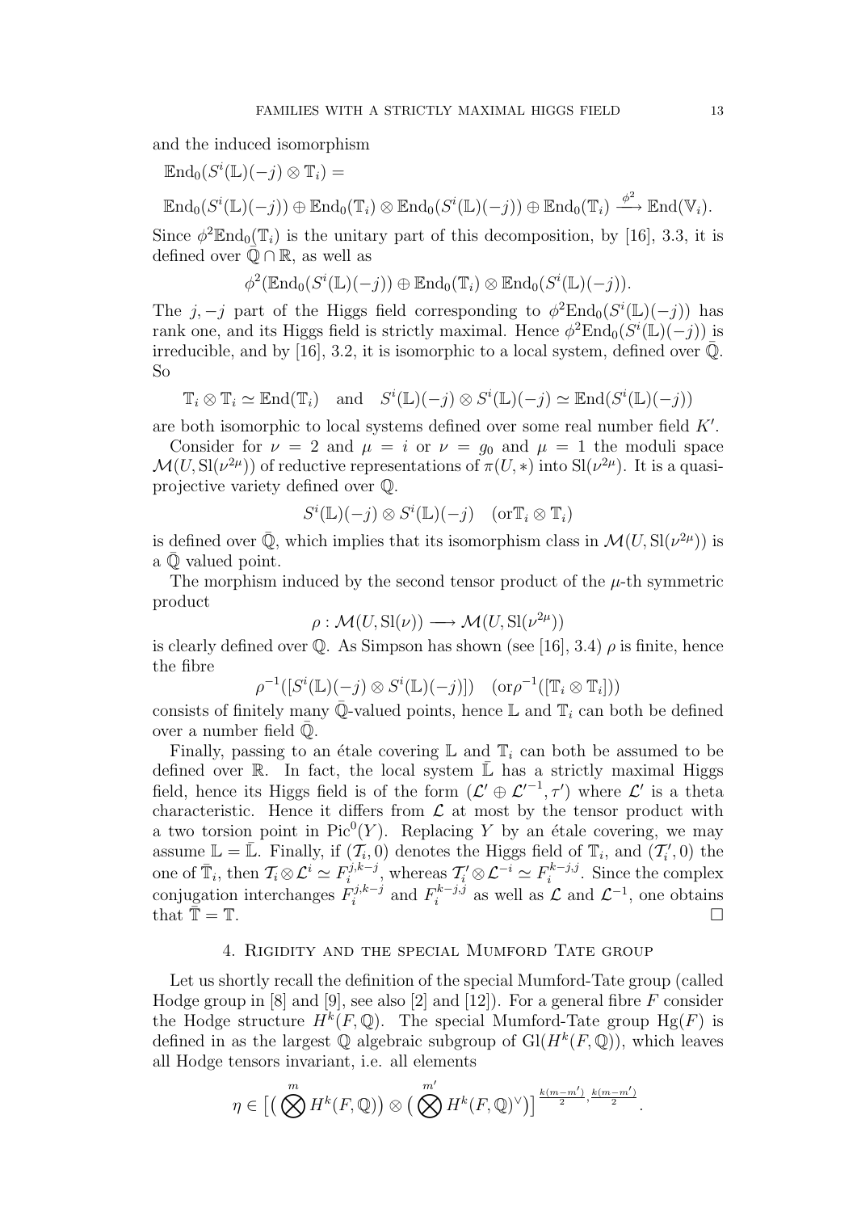and the induced isomorphism

$$\mathbb{E}\mathrm{nd}_0(S^i(\mathbb{L})(-j) \otimes \mathbb{T}_i) =$$

$$\mathbb{E}\mathrm{nd}_0(S^i(\mathbb{L})(-j)) \oplus \mathbb{E}\mathrm{nd}_0(\mathbb{T}_i) \otimes \mathbb{E}\mathrm{nd}_0(S^i(\mathbb{L})(-j)) \oplus \mathbb{E}\mathrm{nd}_0(\mathbb{T}_i) \xrightarrow{\phi^2} \mathbb{E}\mathrm{nd}(\mathbb{V}_i).$$

Since $\phi^2 \mathbb{E}\mathrm{nd}_0(\mathbb{T}_i)$ is the unitary part of this decomposition, by [16], 3.3, it is defined over $\bar{\mathbb{Q}} \cap \mathbb{R}$, as well as

$$\phi^2(\mathbb{E}\mathrm{nd}_0(S^i(\mathbb{L})(-j)) \oplus \mathbb{E}\mathrm{nd}_0(\mathbb{T}_i) \otimes \mathbb{E}\mathrm{nd}_0(S^i(\mathbb{L})(-j)).$$

The $j,-j$ part of the Higgs field corresponding to $\phi^2 \mathbb{E}\mathrm{nd}_0(S^i(\mathbb{L})(-j))$ has rank one, and its Higgs field is strictly maximal. Hence $\phi^2 \mathbb{E}\mathrm{nd}_0(S^i(\mathbb{L})(-j))$ is irreducible, and by [16], 3.2, it is isomorphic to a local system, defined over $\bar{\mathbb{Q}}$. So

$$\mathbb{T}_i \otimes \mathbb{T}_i \simeq \mathbb{E}\mathrm{nd}(\mathbb{T}_i) \quad \text{and} \quad S^i(\mathbb{L})(-j) \otimes S^i(\mathbb{L})(-j) \simeq \mathbb{E}\mathrm{nd}(S^i(\mathbb{L})(-j))$$

are both isomorphic to local systems defined over some real number field $K'$.

Consider for $\nu = 2$ and $\mu = i$ or $\nu = g_0$ and $\mu = 1$ the moduli space $\mathcal{M}(U, \mathrm{Sl}(\nu^{2\mu}))$ of reductive representations of $\pi(U,*)$ into $\mathrm{Sl}(\nu^{2\mu})$. It is a quasi-projective variety defined over $\mathbb{Q}$.

$$S^i(\mathbb{L})(-j) \otimes S^i(\mathbb{L})(-j) \quad (\text{or} \mathbb{T}_i \otimes \mathbb{T}_i)$$

is defined over $\bar{\mathbb{Q}}$, which implies that its isomorphism class in $\mathcal{M}(U, \mathrm{Sl}(\nu^{2\mu}))$ is a $\bar{\mathbb{Q}}$ valued point.

The morphism induced by the second tensor product of the $\mu$-th symmetric product

$$\rho : \mathcal{M}(U, \mathrm{Sl}(\nu)) \longrightarrow \mathcal{M}(U, \mathrm{Sl}(\nu^{2\mu}))$$

is clearly defined over $\mathbb{Q}$. As Simpson has shown (see [16], 3.4) $\rho$ is finite, hence the fibre

$$\rho^{-1}([S^i(\mathbb{L})(-j) \otimes S^i(\mathbb{L})(-j)]) \quad (\text{or} \rho^{-1}([\mathbb{T}_i \otimes \mathbb{T}_i]))$$

consists of finitely many $\bar{\mathbb{Q}}$-valued points, hence $\mathbb{L}$ and $\mathbb{T}_i$ can both be defined over a number field $\bar{\mathbb{Q}}$.

Finally, passing to an étale covering $\mathbb{L}$ and $\mathbb{T}_i$ can both be assumed to be defined over $\mathbb{R}$. In fact, the local system $\bar{\mathbb{L}}$ has a strictly maximal Higgs field, hence its Higgs field is of the form $(\mathcal{L}' \oplus \mathcal{L}'^{-1}, \tau')$ where $\mathcal{L}'$ is a theta characteristic. Hence it differs from $\mathcal{L}$ at most by the tensor product with a two torsion point in $\mathrm{Pic}^0(Y)$. Replacing $Y$ by an étale covering, we may assume $\mathbb{L} = \bar{\mathbb{L}}$. Finally, if $(\mathcal{T}_i, 0)$ denotes the Higgs field of $\mathbb{T}_i$, and $(\mathcal{T}'_i, 0)$ the one of $\bar{\mathbb{T}}_i$, then $\mathcal{T}_i \otimes \mathcal{L}^i \simeq F_i^{j,k-j}$, whereas $\mathcal{T}'_i \otimes \mathcal{L}^{-i} \simeq F_i^{k-j,j}$. Since the complex conjugation interchanges $F_i^{j,k-j}$ and $F_i^{k-j,j}$ as well as $\mathcal{L}$ and $\mathcal{L}^{-1}$, one obtains that $\bar{\mathbb{T}} = \mathbb{T}$. □

## 4. Rigidity and the special Mumford Tate group

Let us shortly recall the definition of the special Mumford-Tate group (called Hodge group in [8] and [9], see also [2] and [12]). For a general fibre $F$ consider the Hodge structure $H^k(F, \mathbb{Q})$. The special Mumford-Tate group $\mathrm{Hg}(F)$ is defined in as the largest $\mathbb{Q}$ algebraic subgroup of $\mathrm{Gl}(H^k(F, \mathbb{Q}))$, which leaves all Hodge tensors invariant, i.e. all elements

$$\eta \in \big[\big(\bigotimes^m H^k(F, \mathbb{Q})\big) \otimes \big(\bigotimes^{m'} H^k(F, \mathbb{Q})^\vee\big)\big]^{\frac{k(m-m')}{2}, \frac{k(m-m')}{2}}.$$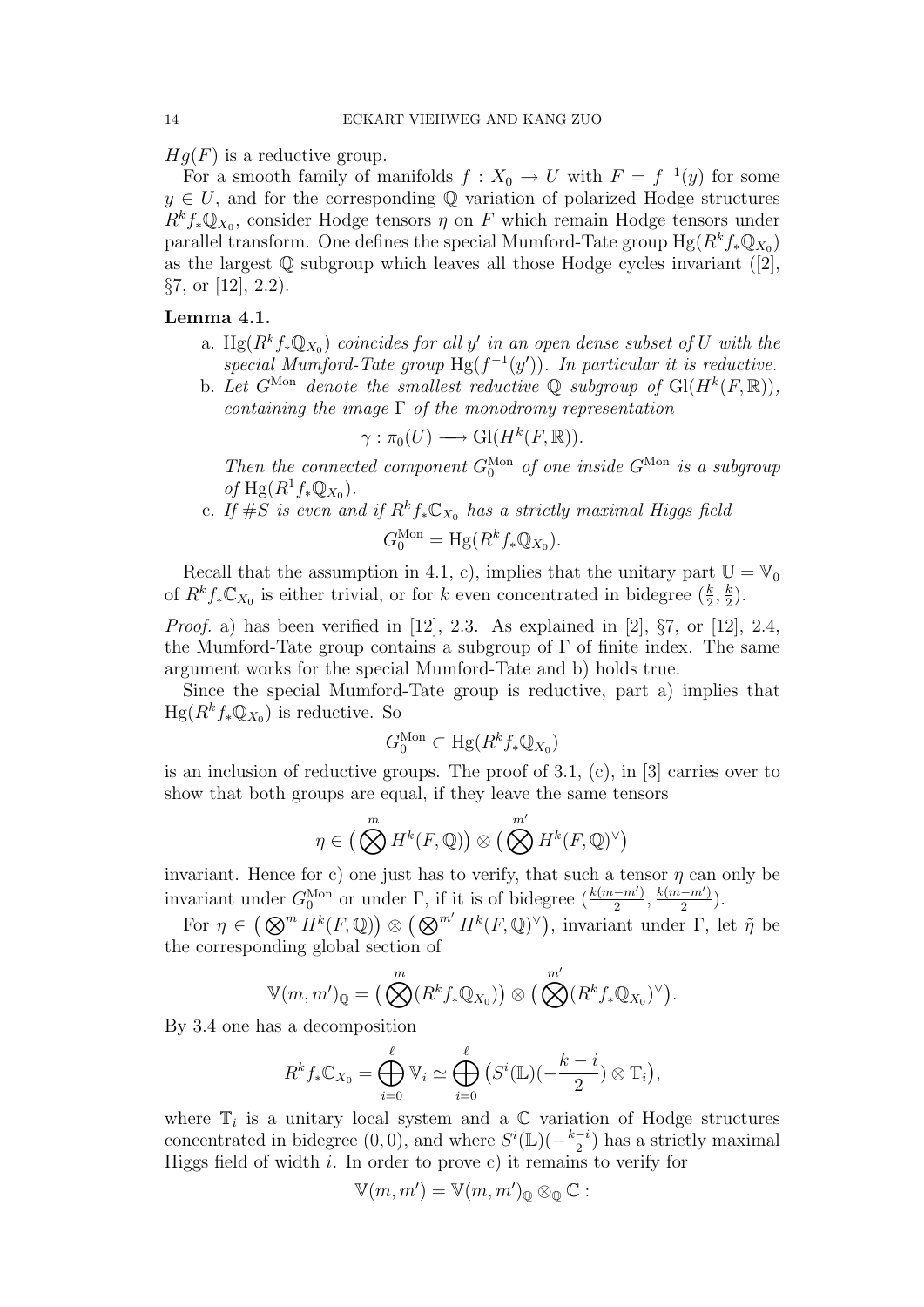$Hg(F)$ is a reductive group.

For a smooth family of manifolds $f : X_0 \to U$ with $F = f^{-1}(y)$ for some $y \in U$, and for the corresponding $\mathbb{Q}$ variation of polarized Hodge structures $R^k f_* \mathbb{Q}_{X_0}$, consider Hodge tensors $\eta$ on $F$ which remain Hodge tensors under parallel transform. One defines the special Mumford-Tate group $\mathrm{Hg}(R^k f_* \mathbb{Q}_{X_0})$ as the largest $\mathbb{Q}$ subgroup which leaves all those Hodge cycles invariant ([2], §7, or [12], 2.2).

**Lemma 4.1.**

a. *$\mathrm{Hg}(R^k f_* \mathbb{Q}_{X_0})$ coincides for all $y'$ in an open dense subset of $U$ with the special Mumford-Tate group $\mathrm{Hg}(f^{-1}(y'))$. In particular it is reductive.*

b. *Let $G^{\mathrm{Mon}}$ denote the smallest reductive $\mathbb{Q}$ subgroup of $\mathrm{Gl}(H^k(F, \mathbb{R}))$, containing the image $\Gamma$ of the monodromy representation*

$$\gamma : \pi_0(U) \longrightarrow \mathrm{Gl}(H^k(F, \mathbb{R})).$$

*Then the connected component $G_0^{\mathrm{Mon}}$ of one inside $G^{\mathrm{Mon}}$ is a subgroup of $\mathrm{Hg}(R^1 f_* \mathbb{Q}_{X_0})$.*

c. *If $\#S$ is even and if $R^k f_* \mathbb{C}_{X_0}$ has a strictly maximal Higgs field*

$$G_0^{\mathrm{Mon}} = \mathrm{Hg}(R^k f_* \mathbb{Q}_{X_0}).$$

Recall that the assumption in 4.1, c), implies that the unitary part $\mathbb{U} = \mathbb{V}_0$ of $R^k f_* \mathbb{C}_{X_0}$ is either trivial, or for $k$ even concentrated in bidegree $(\frac{k}{2}, \frac{k}{2})$.

*Proof.* a) has been verified in [12], 2.3. As explained in [2], §7, or [12], 2.4, the Mumford-Tate group contains a subgroup of $\Gamma$ of finite index. The same argument works for the special Mumford-Tate and b) holds true.

Since the special Mumford-Tate group is reductive, part a) implies that $\mathrm{Hg}(R^k f_* \mathbb{Q}_{X_0})$ is reductive. So

$$G_0^{\mathrm{Mon}} \subset \mathrm{Hg}(R^k f_* \mathbb{Q}_{X_0})$$

is an inclusion of reductive groups. The proof of 3.1, (c), in [3] carries over to show that both groups are equal, if they leave the same tensors

$$\eta \in \big( \bigotimes^m H^k(F, \mathbb{Q}) \big) \otimes \big( \bigotimes^{m'} H^k(F, \mathbb{Q})^\vee \big)$$

invariant. Hence for c) one just has to verify, that such a tensor $\eta$ can only be invariant under $G_0^{\mathrm{Mon}}$ or under $\Gamma$, if it is of bidegree $(\frac{k(m-m')}{2}, \frac{k(m-m')}{2})$.

For $\eta \in \big( \bigotimes^m H^k(F, \mathbb{Q}) \big) \otimes \big( \bigotimes^{m'} H^k(F, \mathbb{Q})^\vee \big)$, invariant under $\Gamma$, let $\tilde{\eta}$ be the corresponding global section of

$$\mathbb{V}(m, m')_{\mathbb{Q}} = \big( \bigotimes^m (R^k f_* \mathbb{Q}_{X_0}) \big) \otimes \big( \bigotimes^{m'} (R^k f_* \mathbb{Q}_{X_0})^\vee \big).$$

By 3.4 one has a decomposition

$$R^k f_* \mathbb{C}_{X_0} = \bigoplus_{i=0}^{\ell} \mathbb{V}_i \simeq \bigoplus_{i=0}^{\ell} \big( S^i(\mathbb{L})(-\frac{k-i}{2}) \otimes \mathbb{T}_i \big),$$

where $\mathbb{T}_i$ is a unitary local system and a $\mathbb{C}$ variation of Hodge structures concentrated in bidegree $(0,0)$, and where $S^i(\mathbb{L})(-\frac{k-i}{2})$ has a strictly maximal Higgs field of width $i$. In order to prove c) it remains to verify for

$$\mathbb{V}(m, m') = \mathbb{V}(m, m')_{\mathbb{Q}} \otimes_{\mathbb{Q}} \mathbb{C} :$$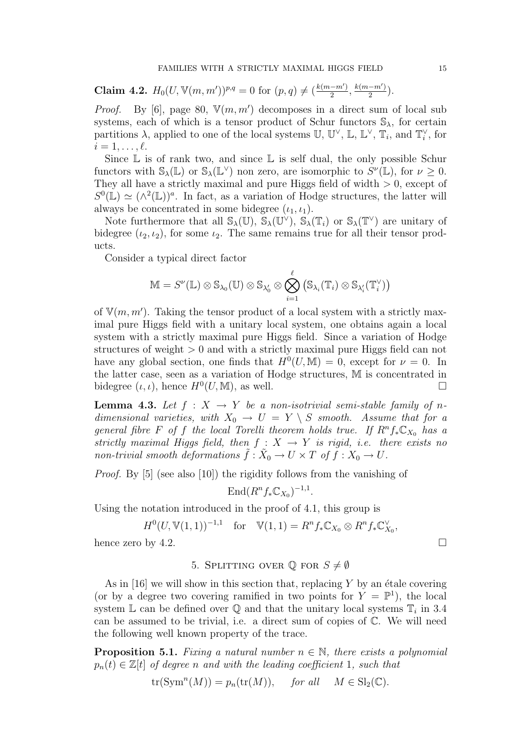**Claim 4.2.** $H_0(U, \mathbb{V}(m,m'))^{p,q} = 0$ for $(p,q) \neq (\frac{k(m-m')}{2}, \frac{k(m-m')}{2})$.

*Proof.* By [6], page 80, $\mathbb{V}(m,m')$ decomposes in a direct sum of local sub systems, each of which is a tensor product of Schur functors $\mathbb{S}_\lambda$, for certain partitions $\lambda$, applied to one of the local systems $\mathbb{U}$, $\mathbb{U}^\vee$, $\mathbb{L}$, $\mathbb{L}^\vee$, $\mathbb{T}_i$, and $\mathbb{T}_i^\vee$, for $i = 1, \ldots, \ell$.

Since $\mathbb{L}$ is of rank two, and since $\mathbb{L}$ is self dual, the only possible Schur functors with $\mathbb{S}_\lambda(\mathbb{L})$ or $\mathbb{S}_\lambda(\mathbb{L}^\vee)$ non zero, are isomorphic to $S^\nu(\mathbb{L})$, for $\nu \geq 0$. They all have a strictly maximal and pure Higgs field of width $> 0$, except of $S^0(\mathbb{L}) \simeq (\wedge^2(\mathbb{L}))^a$. In fact, as a variation of Hodge structures, the latter will always be concentrated in some bidegree $(\iota_1, \iota_1)$.

Note furthermore that all $\mathbb{S}_\lambda(\mathbb{U})$, $\mathbb{S}_\lambda(\mathbb{U}^\vee)$, $\mathbb{S}_\lambda(\mathbb{T}_i)$ or $\mathbb{S}_\lambda(\mathbb{T}^\vee)$ are unitary of bidegree $(\iota_2, \iota_2)$, for some $\iota_2$. The same remains true for all their tensor products.

Consider a typical direct factor

$$\mathbb{M} = S^\nu(\mathbb{L}) \otimes \mathbb{S}_{\lambda_0}(\mathbb{U}) \otimes \mathbb{S}_{\lambda'_0} \otimes \bigotimes_{i=1}^{\ell} \left( \mathbb{S}_{\lambda_i}(\mathbb{T}_i) \otimes \mathbb{S}_{\lambda'_i}(\mathbb{T}_i^\vee) \right)$$

of $\mathbb{V}(m,m')$. Taking the tensor product of a local system with a strictly maximal pure Higgs field with a unitary local system, one obtains again a local system with a strictly maximal pure Higgs field. Since a variation of Hodge structures of weight $> 0$ and with a strictly maximal pure Higgs field can not have any global section, one finds that $H^0(U, \mathbb{M}) = 0$, except for $\nu = 0$. In the latter case, seen as a variation of Hodge structures, $\mathbb{M}$ is concentrated in bidegree $(\iota, \iota)$, hence $H^0(U, \mathbb{M})$, as well. $\square$

**Lemma 4.3.** *Let $f : X \to Y$ be a non-isotrivial semi-stable family of $n$-dimensional varieties, with $X_0 \to U = Y \setminus S$ smooth. Assume that for a general fibre $F$ of $f$ the local Torelli theorem holds true. If $R^n f_* \mathbb{C}_{X_0}$ has a strictly maximal Higgs field, then $f : X \to Y$ is rigid, i.e. there exists no non-trivial smooth deformations $\tilde{f} : \tilde{X}_0 \to U \times T$ of $f : X_0 \to U$.*

*Proof.* By [5] (see also [10]) the rigidity follows from the vanishing of

$$\mathrm{End}(R^n f_* \mathbb{C}_{X_0})^{-1,1}.$$

Using the notation introduced in the proof of 4.1, this group is

$$H^0(U, \mathbb{V}(1,1))^{-1,1} \quad \text{for} \quad \mathbb{V}(1,1) = R^n f_* \mathbb{C}_{X_0} \otimes R^n f_* \mathbb{C}_{X_0}^\vee,$$

hence zero by 4.2. $\square$

## 5. Splitting over $\mathbb{Q}$ for $S \neq \emptyset$

As in [16] we will show in this section that, replacing $Y$ by an étale covering (or by a degree two covering ramified in two points for $Y = \mathbb{P}^1$), the local system $\mathbb{L}$ can be defined over $\mathbb{Q}$ and that the unitary local systems $\mathbb{T}_i$ in 3.4 can be assumed to be trivial, i.e. a direct sum of copies of $\mathbb{C}$. We will need the following well known property of the trace.

**Proposition 5.1.** *Fixing a natural number $n \in \mathbb{N}$, there exists a polynomial $p_n(t) \in \mathbb{Z}[t]$ of degree $n$ and with the leading coefficient 1, such that*

$$\mathrm{tr}(\mathrm{Sym}^n(M)) = p_n(\mathrm{tr}(M)), \quad \text{for all} \quad M \in \mathrm{Sl}_2(\mathbb{C}).$$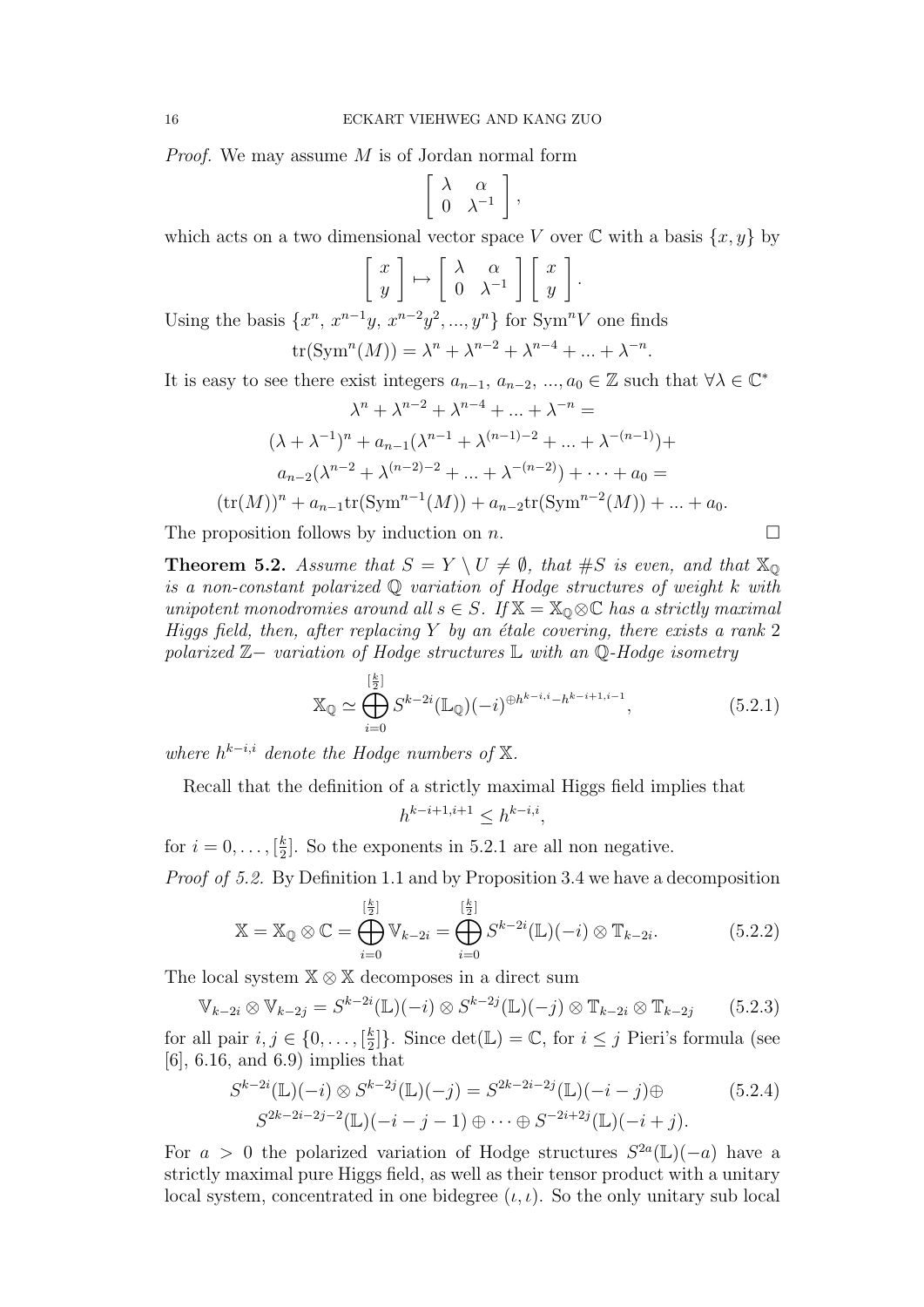*Proof.* We may assume $M$ is of Jordan normal form

$$\begin{bmatrix} \lambda & \alpha \\ 0 & \lambda^{-1} \end{bmatrix},$$

which acts on a two dimensional vector space $V$ over $\mathbb{C}$ with a basis $\{x, y\}$ by

$$\begin{bmatrix} x \\ y \end{bmatrix} \mapsto \begin{bmatrix} \lambda & \alpha \\ 0 & \lambda^{-1} \end{bmatrix} \begin{bmatrix} x \\ y \end{bmatrix}.$$

Using the basis $\{x^n,\ x^{n-1}y,\ x^{n-2}y^2, ..., y^n\}$ for $\mathrm{Sym}^n V$ one finds

$$\mathrm{tr}(\mathrm{Sym}^n(M)) = \lambda^n + \lambda^{n-2} + \lambda^{n-4} + ... + \lambda^{-n}.$$

It is easy to see there exist integers $a_{n-1},\ a_{n-2},\ ..., a_0 \in \mathbb{Z}$ such that $\forall \lambda \in \mathbb{C}^*$

$$\lambda^n + \lambda^{n-2} + \lambda^{n-4} + ... + \lambda^{-n} =$$
$$(\lambda + \lambda^{-1})^n + a_{n-1}(\lambda^{n-1} + \lambda^{(n-1)-2} + ... + \lambda^{-(n-1)}) +$$
$$a_{n-2}(\lambda^{n-2} + \lambda^{(n-2)-2} + ... + \lambda^{-(n-2)}) + \cdots + a_0 =$$
$$(\mathrm{tr}(M))^n + a_{n-1}\mathrm{tr}(\mathrm{Sym}^{n-1}(M)) + a_{n-2}\mathrm{tr}(\mathrm{Sym}^{n-2}(M)) + ... + a_0.$$

The proposition follows by induction on $n$. $\square$

**Theorem 5.2.** *Assume that $S = Y \setminus U \neq \emptyset$, that $\#S$ is even, and that $\mathbb{X}_{\mathbb{Q}}$ is a non-constant polarized $\mathbb{Q}$ variation of Hodge structures of weight $k$ with unipotent monodromies around all $s \in S$. If $\mathbb{X} = \mathbb{X}_{\mathbb{Q}} \otimes \mathbb{C}$ has a strictly maximal Higgs field, then, after replacing $Y$ by an étale covering, there exists a rank 2 polarized $\mathbb{Z}-$ variation of Hodge structures $\mathbb{L}$ with an $\mathbb{Q}$-Hodge isometry*

$$\mathbb{X}_{\mathbb{Q}} \simeq \bigoplus_{i=0}^{[\frac{k}{2}]} S^{k-2i}(\mathbb{L}_{\mathbb{Q}})(-i)^{\oplus h^{k-i,i} - h^{k-i+1,i-1}}, \tag{5.2.1}$$

*where $h^{k-i,i}$ denote the Hodge numbers of $\mathbb{X}$.*

Recall that the definition of a strictly maximal Higgs field implies that

$$h^{k-i+1,i+1} \leq h^{k-i,i},$$

for $i = 0, \ldots, [\frac{k}{2}]$. So the exponents in 5.2.1 are all non negative.

*Proof of 5.2.* By Definition 1.1 and by Proposition 3.4 we have a decomposition

$$\mathbb{X} = \mathbb{X}_{\mathbb{Q}} \otimes \mathbb{C} = \bigoplus_{i=0}^{[\frac{k}{2}]} \mathbb{V}_{k-2i} = \bigoplus_{i=0}^{[\frac{k}{2}]} S^{k-2i}(\mathbb{L})(-i) \otimes \mathbb{T}_{k-2i}. \tag{5.2.2}$$

The local system $\mathbb{X} \otimes \mathbb{X}$ decomposes in a direct sum

$$\mathbb{V}_{k-2i} \otimes \mathbb{V}_{k-2j} = S^{k-2i}(\mathbb{L})(-i) \otimes S^{k-2j}(\mathbb{L})(-j) \otimes \mathbb{T}_{k-2i} \otimes \mathbb{T}_{k-2j} \tag{5.2.3}$$

for all pair $i, j \in \{0, \ldots, [\frac{k}{2}]\}$. Since $\det(\mathbb{L}) = \mathbb{C}$, for $i \leq j$ Pieri's formula (see [6], 6.16, and 6.9) implies that

$$\begin{aligned} S^{k-2i}(\mathbb{L})(-i) \otimes S^{k-2j}(\mathbb{L})(-j) &= S^{2k-2i-2j}(\mathbb{L})(-i-j) \oplus \\ S^{2k-2i-2j-2}(\mathbb{L})(-i-j-1) &\oplus \cdots \oplus S^{-2i+2j}(\mathbb{L})(-i+j). \end{aligned} \tag{5.2.4}$$

For $a > 0$ the polarized variation of Hodge structures $S^{2a}(\mathbb{L})(-a)$ have a strictly maximal pure Higgs field, as well as their tensor product with a unitary local system, concentrated in one bidegree $(\iota, \iota)$. So the only unitary sub local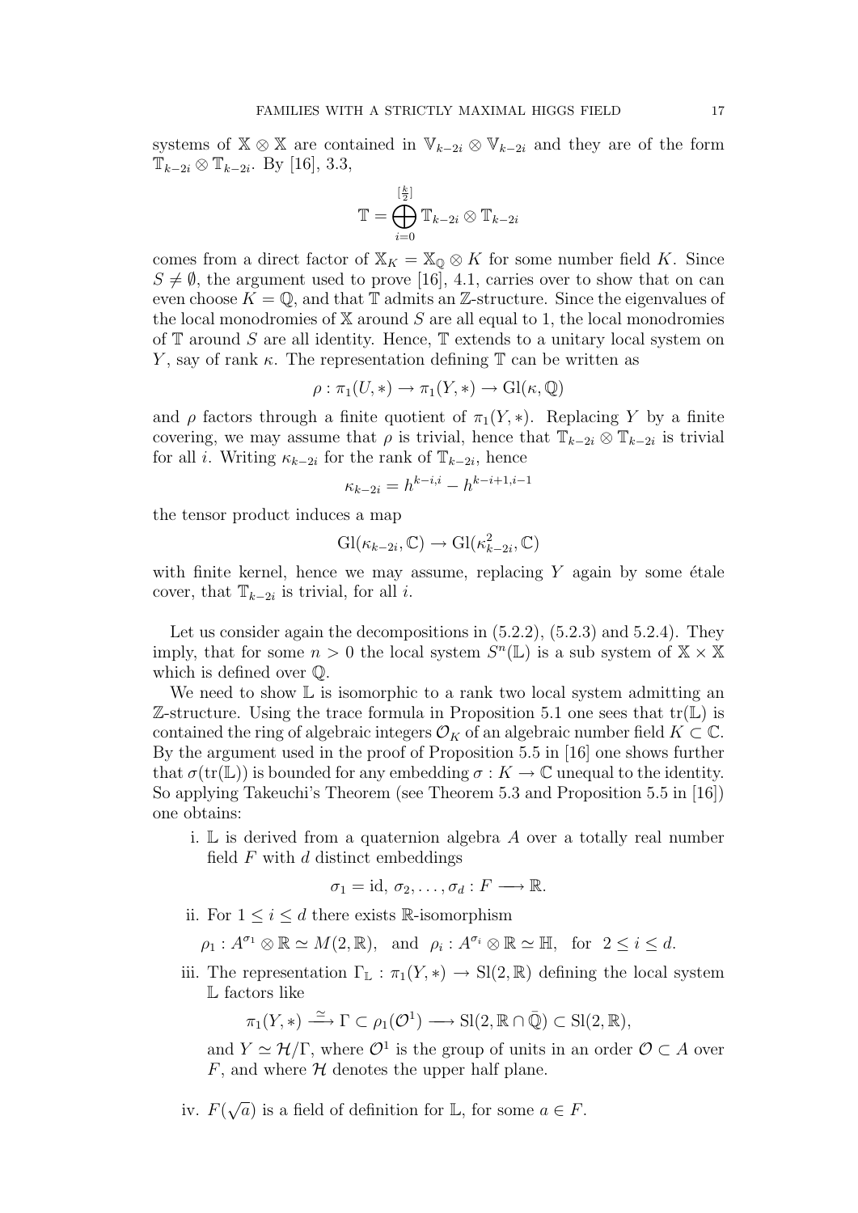systems of $\mathbb{X} \otimes \mathbb{X}$ are contained in $\mathbb{V}_{k-2i} \otimes \mathbb{V}_{k-2i}$ and they are of the form $\mathbb{T}_{k-2i} \otimes \mathbb{T}_{k-2i}$. By [16], 3.3,

$$\mathbb{T} = \bigoplus_{i=0}^{[\frac{k}{2}]} \mathbb{T}_{k-2i} \otimes \mathbb{T}_{k-2i}$$

comes from a direct factor of $\mathbb{X}_K = \mathbb{X}_{\mathbb{Q}} \otimes K$ for some number field $K$. Since $S \neq \emptyset$, the argument used to prove [16], 4.1, carries over to show that on can even choose $K = \mathbb{Q}$, and that $\mathbb{T}$ admits an $\mathbb{Z}$-structure. Since the eigenvalues of the local monodromies of $\mathbb{X}$ around $S$ are all equal to 1, the local monodromies of $\mathbb{T}$ around $S$ are all identity. Hence, $\mathbb{T}$ extends to a unitary local system on $Y$, say of rank $\kappa$. The representation defining $\mathbb{T}$ can be written as

$$\rho : \pi_1(U, *) \to \pi_1(Y, *) \to \mathrm{Gl}(\kappa, \mathbb{Q})$$

and $\rho$ factors through a finite quotient of $\pi_1(Y, *)$. Replacing $Y$ by a finite covering, we may assume that $\rho$ is trivial, hence that $\mathbb{T}_{k-2i} \otimes \mathbb{T}_{k-2i}$ is trivial for all $i$. Writing $\kappa_{k-2i}$ for the rank of $\mathbb{T}_{k-2i}$, hence

$$\kappa_{k-2i} = h^{k-i,i} - h^{k-i+1,i-1}$$

the tensor product induces a map

$$\mathrm{Gl}(\kappa_{k-2i}, \mathbb{C}) \to \mathrm{Gl}(\kappa_{k-2i}^2, \mathbb{C})$$

with finite kernel, hence we may assume, replacing $Y$ again by some étale cover, that $\mathbb{T}_{k-2i}$ is trivial, for all $i$.

Let us consider again the decompositions in (5.2.2), (5.2.3) and 5.2.4). They imply, that for some $n > 0$ the local system $S^n(\mathbb{L})$ is a sub system of $\mathbb{X} \times \mathbb{X}$ which is defined over $\mathbb{Q}$.

We need to show $\mathbb{L}$ is isomorphic to a rank two local system admitting an $\mathbb{Z}$-structure. Using the trace formula in Proposition 5.1 one sees that $\mathrm{tr}(\mathbb{L})$ is contained the ring of algebraic integers $\mathcal{O}_K$ of an algebraic number field $K \subset \mathbb{C}$. By the argument used in the proof of Proposition 5.5 in [16] one shows further that $\sigma(\mathrm{tr}(\mathbb{L}))$ is bounded for any embedding $\sigma : K \to \mathbb{C}$ unequal to the identity. So applying Takeuchi's Theorem (see Theorem 5.3 and Proposition 5.5 in [16]) one obtains:

i. $\mathbb{L}$ is derived from a quaternion algebra $A$ over a totally real number field $F$ with $d$ distinct embeddings

$$\sigma_1 = \mathrm{id},\, \sigma_2, \ldots, \sigma_d : F \longrightarrow \mathbb{R}.$$

ii. For $1 \leq i \leq d$ there exists $\mathbb{R}$-isomorphism

$$\rho_1 : A^{\sigma_1} \otimes \mathbb{R} \simeq M(2, \mathbb{R}), \quad \text{and} \quad \rho_i : A^{\sigma_i} \otimes \mathbb{R} \simeq \mathbb{H}, \quad \text{for} \quad 2 \leq i \leq d.$$

iii. The representation $\Gamma_{\mathbb{L}} : \pi_1(Y, *) \to \mathrm{Sl}(2, \mathbb{R})$ defining the local system $\mathbb{L}$ factors like

$$\pi_1(Y, *) \xrightarrow{\simeq} \Gamma \subset \rho_1(\mathcal{O}^1) \longrightarrow \mathrm{Sl}(2, \mathbb{R} \cap \bar{\mathbb{Q}}) \subset \mathrm{Sl}(2, \mathbb{R}),$$

and $Y \simeq \mathcal{H}/\Gamma$, where $\mathcal{O}^1$ is the group of units in an order $\mathcal{O} \subset A$ over $F$, and where $\mathcal{H}$ denotes the upper half plane.

iv. $F(\sqrt{a})$ is a field of definition for $\mathbb{L}$, for some $a \in F$.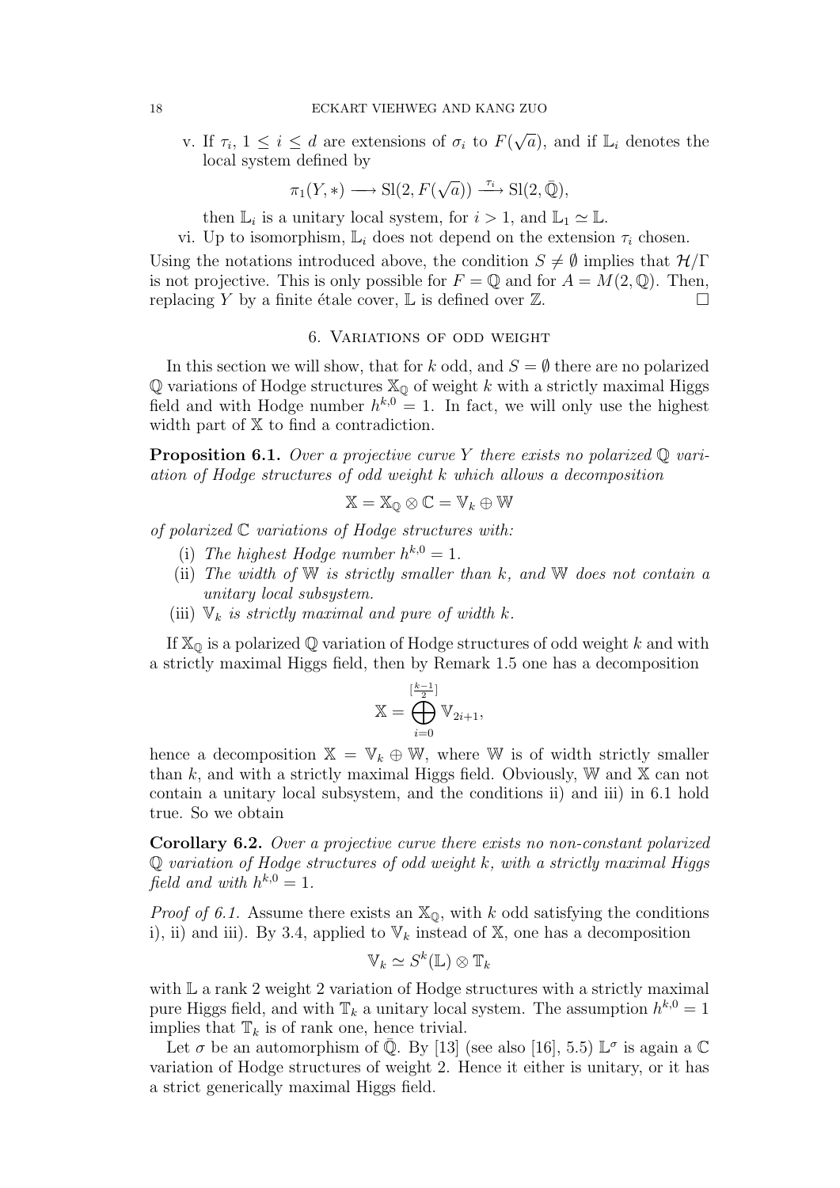v. If $\tau_i$, $1 \leq i \leq d$ are extensions of $\sigma_i$ to $F(\sqrt{a})$, and if $\mathbb{L}_i$ denotes the local system defined by

$$\pi_1(Y, *) \longrightarrow \mathrm{Sl}(2, F(\sqrt{a})) \xrightarrow{\tau_i} \mathrm{Sl}(2, \bar{\mathbb{Q}}),$$

then $\mathbb{L}_i$ is a unitary local system, for $i > 1$, and $\mathbb{L}_1 \simeq \mathbb{L}$.

vi. Up to isomorphism, $\mathbb{L}_i$ does not depend on the extension $\tau_i$ chosen.

Using the notations introduced above, the condition $S \neq \emptyset$ implies that $\mathcal{H}/\Gamma$ is not projective. This is only possible for $F = \mathbb{Q}$ and for $A = M(2, \mathbb{Q})$. Then, replacing $Y$ by a finite étale cover, $\mathbb{L}$ is defined over $\mathbb{Z}$. □

## 6. Variations of odd weight

In this section we will show, that for $k$ odd, and $S = \emptyset$ there are no polarized $\mathbb{Q}$ variations of Hodge structures $\mathbb{X}_\mathbb{Q}$ of weight $k$ with a strictly maximal Higgs field and with Hodge number $h^{k,0} = 1$. In fact, we will only use the highest width part of $\mathbb{X}$ to find a contradiction.

**Proposition 6.1.** *Over a projective curve $Y$ there exists no polarized $\mathbb{Q}$ variation of Hodge structures of odd weight $k$ which allows a decomposition*

$$\mathbb{X} = \mathbb{X}_\mathbb{Q} \otimes \mathbb{C} = \mathbb{V}_k \oplus \mathbb{W}$$

*of polarized $\mathbb{C}$ variations of Hodge structures with:*

(i) *The highest Hodge number $h^{k,0} = 1$.*

(ii) *The width of $\mathbb{W}$ is strictly smaller than $k$, and $\mathbb{W}$ does not contain a unitary local subsystem.*

(iii) *$\mathbb{V}_k$ is strictly maximal and pure of width $k$.*

If $\mathbb{X}_\mathbb{Q}$ is a polarized $\mathbb{Q}$ variation of Hodge structures of odd weight $k$ and with a strictly maximal Higgs field, then by Remark 1.5 one has a decomposition

$$\mathbb{X} = \bigoplus_{i=0}^{[\frac{k-1}{2}]} \mathbb{V}_{2i+1},$$

hence a decomposition $\mathbb{X} = \mathbb{V}_k \oplus \mathbb{W}$, where $\mathbb{W}$ is of width strictly smaller than $k$, and with a strictly maximal Higgs field. Obviously, $\mathbb{W}$ and $\mathbb{X}$ can not contain a unitary local subsystem, and the conditions ii) and iii) in 6.1 hold true. So we obtain

**Corollary 6.2.** *Over a projective curve there exists no non-constant polarized $\mathbb{Q}$ variation of Hodge structures of odd weight $k$, with a strictly maximal Higgs field and with $h^{k,0} = 1$.*

*Proof of 6.1.* Assume there exists an $\mathbb{X}_\mathbb{Q}$, with $k$ odd satisfying the conditions i), ii) and iii). By 3.4, applied to $\mathbb{V}_k$ instead of $\mathbb{X}$, one has a decomposition

$$\mathbb{V}_k \simeq S^k(\mathbb{L}) \otimes \mathbb{T}_k$$

with $\mathbb{L}$ a rank 2 weight 2 variation of Hodge structures with a strictly maximal pure Higgs field, and with $\mathbb{T}_k$ a unitary local system. The assumption $h^{k,0} = 1$ implies that $\mathbb{T}_k$ is of rank one, hence trivial.

Let $\sigma$ be an automorphism of $\bar{\mathbb{Q}}$. By [13] (see also [16], 5.5) $\mathbb{L}^\sigma$ is again a $\mathbb{C}$ variation of Hodge structures of weight 2. Hence it either is unitary, or it has a strict generically maximal Higgs field.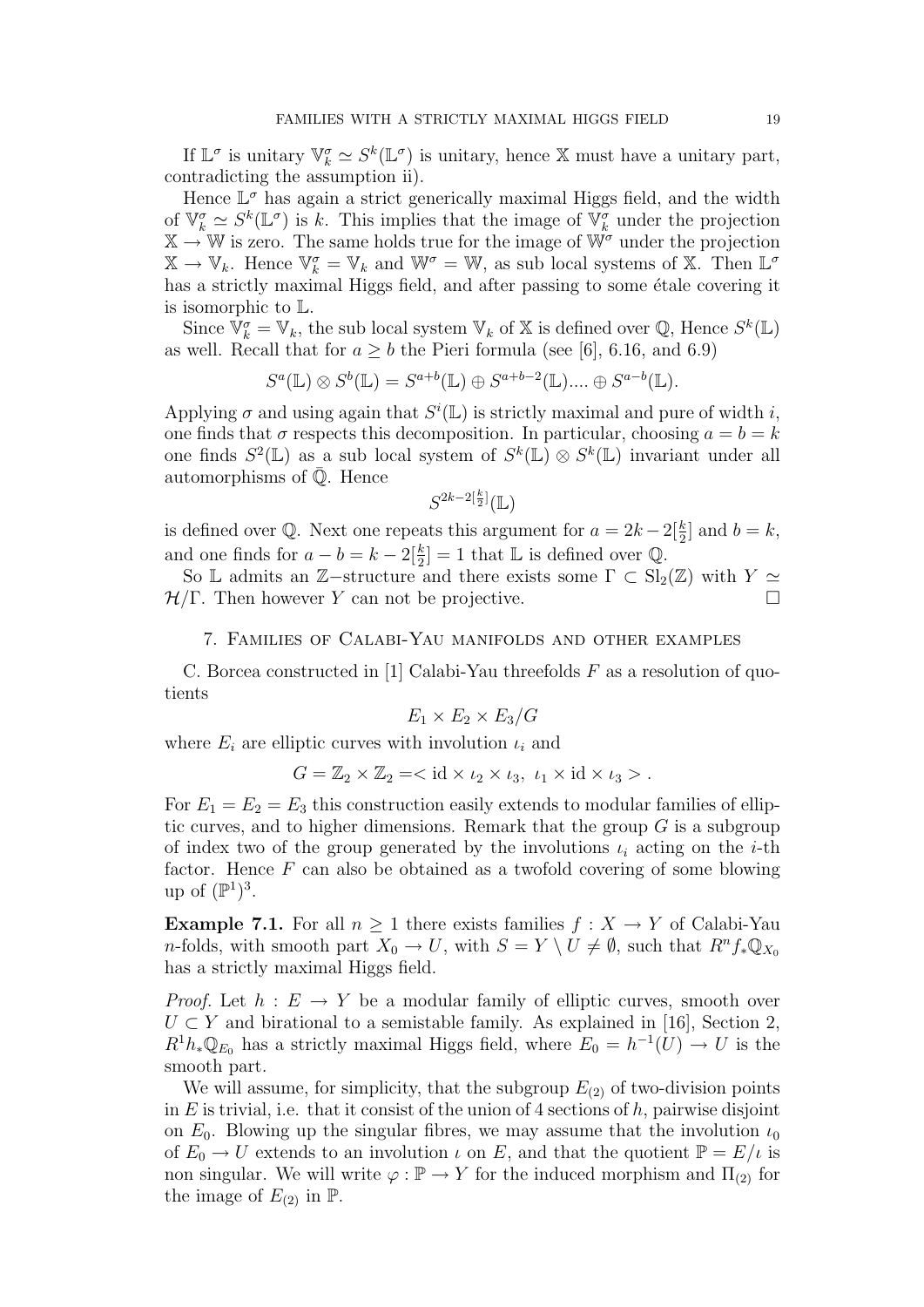If $\mathbb{L}^\sigma$ is unitary $\mathbb{V}_k^\sigma \simeq S^k(\mathbb{L}^\sigma)$ is unitary, hence $\mathbb{X}$ must have a unitary part, contradicting the assumption ii).

Hence $\mathbb{L}^\sigma$ has again a strict generically maximal Higgs field, and the width of $\mathbb{V}_k^\sigma \simeq S^k(\mathbb{L}^\sigma)$ is $k$. This implies that the image of $\mathbb{V}_k^\sigma$ under the projection $\mathbb{X} \to \mathbb{W}$ is zero. The same holds true for the image of $\mathbb{W}^\sigma$ under the projection $\mathbb{X} \to \mathbb{V}_k$. Hence $\mathbb{V}_k^\sigma = \mathbb{V}_k$ and $\mathbb{W}^\sigma = \mathbb{W}$, as sub local systems of $\mathbb{X}$. Then $\mathbb{L}^\sigma$ has a strictly maximal Higgs field, and after passing to some étale covering it is isomorphic to $\mathbb{L}$.

Since $\mathbb{V}_k^\sigma = \mathbb{V}_k$, the sub local system $\mathbb{V}_k$ of $\mathbb{X}$ is defined over $\mathbb{Q}$, Hence $S^k(\mathbb{L})$ as well. Recall that for $a \geq b$ the Pieri formula (see [6], 6.16, and 6.9)

$$S^a(\mathbb{L}) \otimes S^b(\mathbb{L}) = S^{a+b}(\mathbb{L}) \oplus S^{a+b-2}(\mathbb{L}).... \oplus S^{a-b}(\mathbb{L}).$$

Applying $\sigma$ and using again that $S^i(\mathbb{L})$ is strictly maximal and pure of width $i$, one finds that $\sigma$ respects this decomposition. In particular, choosing $a = b = k$ one finds $S^2(\mathbb{L})$ as a sub local system of $S^k(\mathbb{L}) \otimes S^k(\mathbb{L})$ invariant under all automorphisms of $\bar{\mathbb{Q}}$. Hence

$$S^{2k-2[\frac{k}{2}]}(\mathbb{L})$$

is defined over $\mathbb{Q}$. Next one repeats this argument for $a = 2k - 2[\frac{k}{2}]$ and $b = k$, and one finds for $a - b = k - 2[\frac{k}{2}] = 1$ that $\mathbb{L}$ is defined over $\mathbb{Q}$.

So $\mathbb{L}$ admits an $\mathbb{Z}-$structure and there exists some $\Gamma \subset \mathrm{Sl}_2(\mathbb{Z})$ with $Y \simeq \mathcal{H}/\Gamma$. Then however $Y$ can not be projective. □

## 7. Families of Calabi-Yau manifolds and other examples

C. Borcea constructed in [1] Calabi-Yau threefolds $F$ as a resolution of quotients

$$E_1 \times E_2 \times E_3/G$$

where $E_i$ are elliptic curves with involution $\iota_i$ and

$$G = \mathbb{Z}_2 \times \mathbb{Z}_2 =< \mathrm{id} \times \iota_2 \times \iota_3,\ \iota_1 \times \mathrm{id} \times \iota_3 > .$$

For $E_1 = E_2 = E_3$ this construction easily extends to modular families of elliptic curves, and to higher dimensions. Remark that the group $G$ is a subgroup of index two of the group generated by the involutions $\iota_i$ acting on the $i$-th factor. Hence $F$ can also be obtained as a twofold covering of some blowing up of $(\mathbb{P}^1)^3$.

**Example 7.1.** For all $n \geq 1$ there exists families $f : X \to Y$ of Calabi-Yau $n$-folds, with smooth part $X_0 \to U$, with $S = Y \setminus U \neq \emptyset$, such that $R^n f_* \mathbb{Q}_{X_0}$ has a strictly maximal Higgs field.

*Proof.* Let $h : E \to Y$ be a modular family of elliptic curves, smooth over $U \subset Y$ and birational to a semistable family. As explained in [16], Section 2, $R^1 h_* \mathbb{Q}_{E_0}$ has a strictly maximal Higgs field, where $E_0 = h^{-1}(U) \to U$ is the smooth part.

We will assume, for simplicity, that the subgroup $E_{(2)}$ of two-division points in $E$ is trivial, i.e. that it consist of the union of 4 sections of $h$, pairwise disjoint on $E_0$. Blowing up the singular fibres, we may assume that the involution $\iota_0$ of $E_0 \to U$ extends to an involution $\iota$ on $E$, and that the quotient $\mathbb{P} = E/\iota$ is non singular. We will write $\varphi : \mathbb{P} \to Y$ for the induced morphism and $\Pi_{(2)}$ for the image of $E_{(2)}$ in $\mathbb{P}$.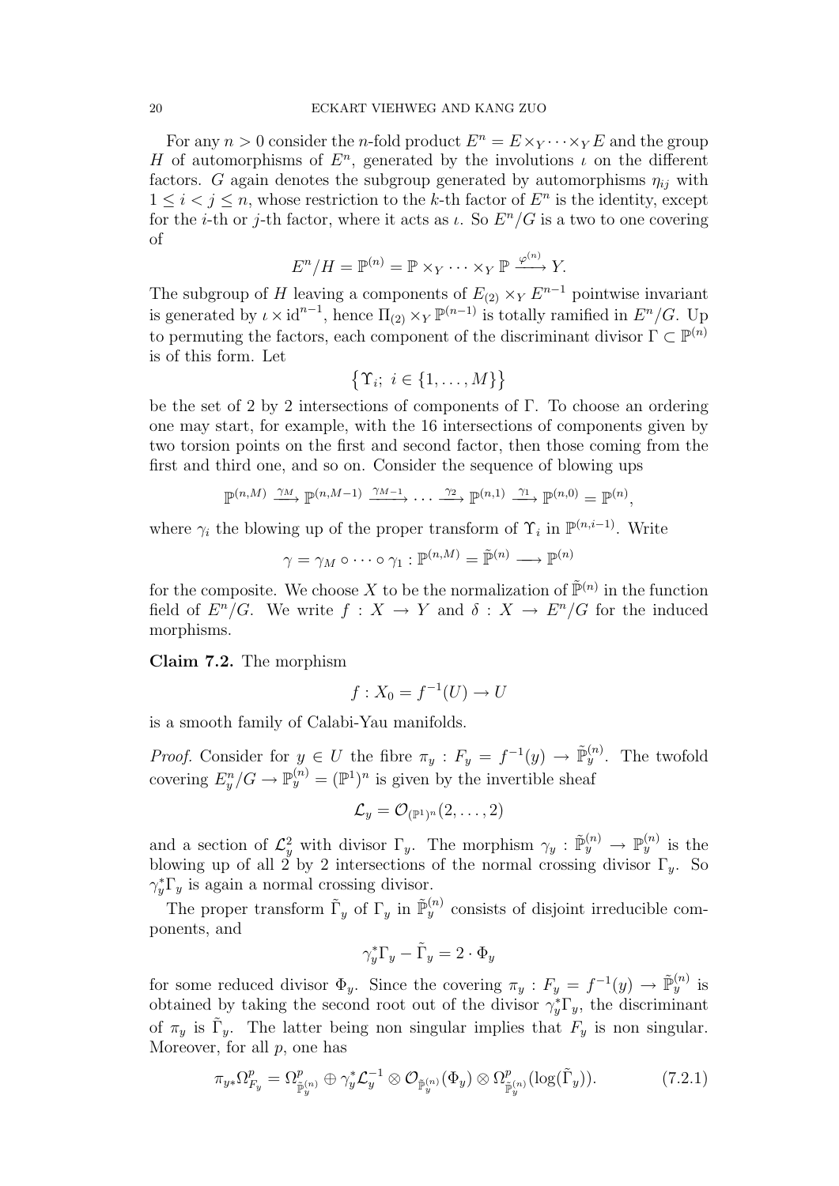For any $n > 0$ consider the $n$-fold product $E^n = E \times_Y \cdots \times_Y E$ and the group $H$ of automorphisms of $E^n$, generated by the involutions $\iota$ on the different factors. $G$ again denotes the subgroup generated by automorphisms $\eta_{ij}$ with $1 \leq i < j \leq n$, whose restriction to the $k$-th factor of $E^n$ is the identity, except for the $i$-th or $j$-th factor, where it acts as $\iota$. So $E^n/G$ is a two to one covering of

$$E^n/H = \mathbb{P}^{(n)} = \mathbb{P} \times_Y \cdots \times_Y \mathbb{P} \xrightarrow{\varphi^{(n)}} Y.$$

The subgroup of $H$ leaving a components of $E_{(2)} \times_Y E^{n-1}$ pointwise invariant is generated by $\iota \times \mathrm{id}^{n-1}$, hence $\Pi_{(2)} \times_Y \mathbb{P}^{(n-1)}$ is totally ramified in $E^n/G$. Up to permuting the factors, each component of the discriminant divisor $\Gamma \subset \mathbb{P}^{(n)}$ is of this form. Let

$$\{\Upsilon_i;\ i \in \{1, \ldots, M\}\}$$

be the set of 2 by 2 intersections of components of $\Gamma$. To choose an ordering one may start, for example, with the 16 intersections of components given by two torsion points on the first and second factor, then those coming from the first and third one, and so on. Consider the sequence of blowing ups

$$\mathbb{P}^{(n,M)} \xrightarrow{\gamma_M} \mathbb{P}^{(n,M-1)} \xrightarrow{\gamma_{M-1}} \cdots \xrightarrow{\gamma_2} \mathbb{P}^{(n,1)} \xrightarrow{\gamma_1} \mathbb{P}^{(n,0)} = \mathbb{P}^{(n)},$$

where $\gamma_i$ the blowing up of the proper transform of $\Upsilon_i$ in $\mathbb{P}^{(n,i-1)}$. Write

$$\gamma = \gamma_M \circ \cdots \circ \gamma_1 : \mathbb{P}^{(n,M)} = \tilde{\mathbb{P}}^{(n)} \longrightarrow \mathbb{P}^{(n)}$$

for the composite. We choose $X$ to be the normalization of $\tilde{\mathbb{P}}^{(n)}$ in the function field of $E^n/G$. We write $f : X \to Y$ and $\delta : X \to E^n/G$ for the induced morphisms.

**Claim 7.2.** The morphism

$$f : X_0 = f^{-1}(U) \to U$$

is a smooth family of Calabi-Yau manifolds.

*Proof.* Consider for $y \in U$ the fibre $\pi_y : F_y = f^{-1}(y) \to \tilde{\mathbb{P}}_y^{(n)}$. The twofold covering $E_y^n/G \to \mathbb{P}_y^{(n)} = (\mathbb{P}^1)^n$ is given by the invertible sheaf

$$\mathcal{L}_y = \mathcal{O}_{(\mathbb{P}^1)^n}(2, \ldots, 2)$$

and a section of $\mathcal{L}_y^2$ with divisor $\Gamma_y$. The morphism $\gamma_y : \tilde{\mathbb{P}}_y^{(n)} \to \mathbb{P}_y^{(n)}$ is the blowing up of all 2 by 2 intersections of the normal crossing divisor $\Gamma_y$. So $\gamma_y^*\Gamma_y$ is again a normal crossing divisor.

The proper transform $\tilde{\Gamma}_y$ of $\Gamma_y$ in $\tilde{\mathbb{P}}_y^{(n)}$ consists of disjoint irreducible components, and

$$\gamma_y^*\Gamma_y - \tilde{\Gamma}_y = 2 \cdot \Phi_y$$

for some reduced divisor $\Phi_y$. Since the covering $\pi_y : F_y = f^{-1}(y) \to \tilde{\mathbb{P}}_y^{(n)}$ is obtained by taking the second root out of the divisor $\gamma_y^*\Gamma_y$, the discriminant of $\pi_y$ is $\tilde{\Gamma}_y$. The latter being non singular implies that $F_y$ is non singular. Moreover, for all $p$, one has

$$\pi_{y*}\Omega^p_{F_y} = \Omega^p_{\tilde{\mathbb{P}}_y^{(n)}} \oplus \gamma_y^*\mathcal{L}_y^{-1} \otimes \mathcal{O}_{\tilde{\mathbb{P}}_y^{(n)}}(\Phi_y) \otimes \Omega^p_{\tilde{\mathbb{P}}_y^{(n)}}(\log(\tilde{\Gamma}_y)). \tag{7.2.1}$$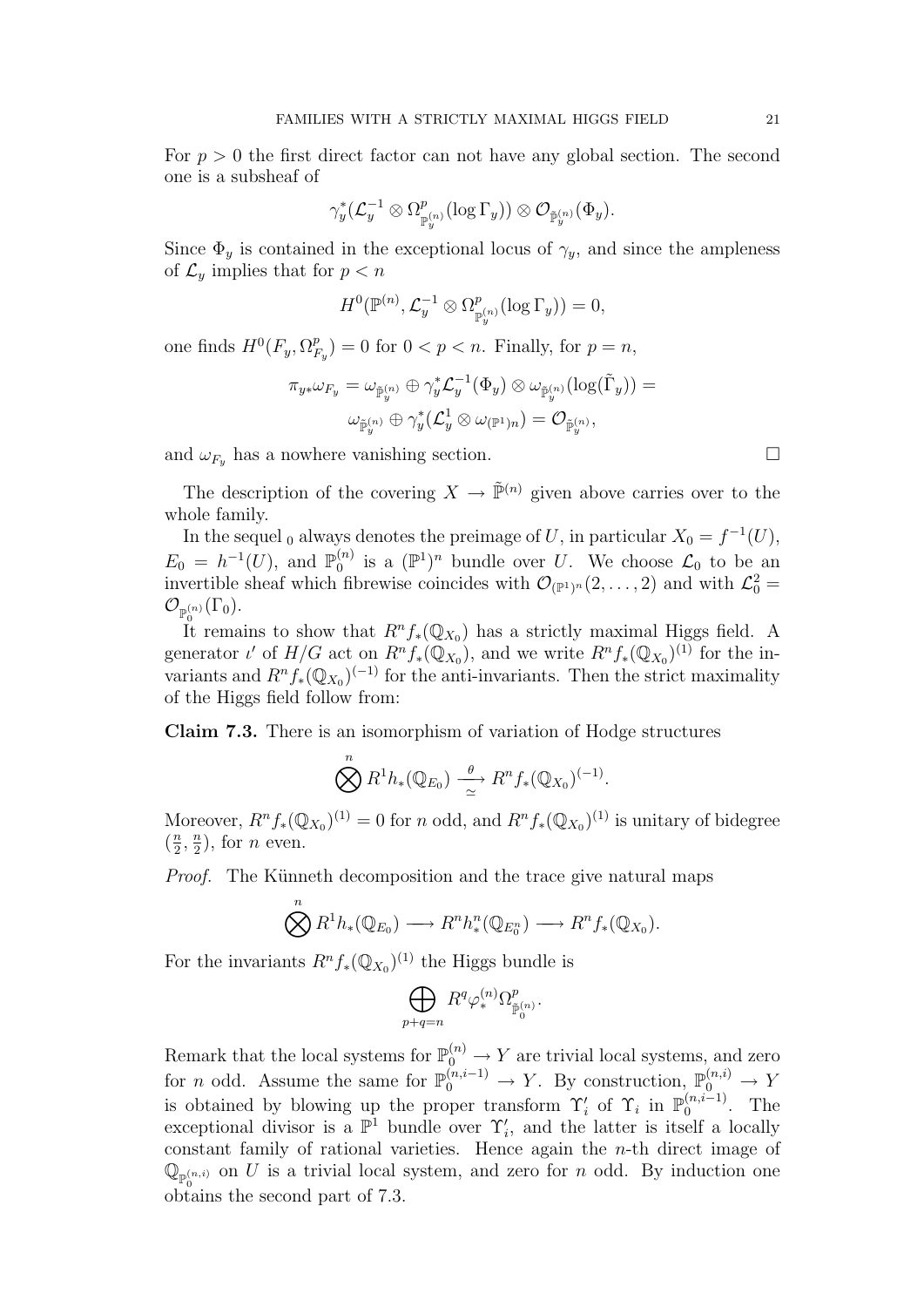For $p > 0$ the first direct factor can not have any global section. The second one is a subsheaf of

$$\gamma_y^*(\mathcal{L}_y^{-1} \otimes \Omega^p_{\mathbb{P}_y^{(n)}}(\log \Gamma_y)) \otimes \mathcal{O}_{\tilde{\mathbb{P}}_y^{(n)}}(\Phi_y).$$

Since $\Phi_y$ is contained in the exceptional locus of $\gamma_y$, and since the ampleness of $\mathcal{L}_y$ implies that for $p < n$

$$H^0(\mathbb{P}^{(n)}, \mathcal{L}_y^{-1} \otimes \Omega^p_{\mathbb{P}_y^{(n)}}(\log \Gamma_y)) = 0,$$

one finds $H^0(F_y, \Omega^p_{F_y}) = 0$ for $0 < p < n$. Finally, for $p = n$,

$$\pi_{y*}\omega_{F_y} = \omega_{\tilde{\mathbb{P}}_y^{(n)}} \oplus \gamma_y^*\mathcal{L}_y^{-1}(\Phi_y) \otimes \omega_{\tilde{\mathbb{P}}_y^{(n)}}(\log(\tilde{\Gamma}_y)) =$$
$$\omega_{\tilde{\mathbb{P}}_y^{(n)}} \oplus \gamma_y^*(\mathcal{L}_y^1 \otimes \omega_{(\mathbb{P}^1)^n}) = \mathcal{O}_{\tilde{\mathbb{P}}_y^{(n)}},$$

and $\omega_{F_y}$ has a nowhere vanishing section. □

The description of the covering $X \to \tilde{\mathbb{P}}^{(n)}$ given above carries over to the whole family.

In the sequel $_0$ always denotes the preimage of $U$, in particular $X_0 = f^{-1}(U)$, $E_0 = h^{-1}(U)$, and $\mathbb{P}_0^{(n)}$ is a $(\mathbb{P}^1)^n$ bundle over $U$. We choose $\mathcal{L}_0$ to be an invertible sheaf which fibrewise coincides with $\mathcal{O}_{(\mathbb{P}^1)^n}(2, \ldots, 2)$ and with $\mathcal{L}_0^2 = \mathcal{O}_{\mathbb{P}_0^{(n)}}(\Gamma_0)$.

It remains to show that $R^n f_*(\mathbb{Q}_{X_0})$ has a strictly maximal Higgs field. A generator $\iota'$ of $H/G$ act on $R^n f_*(\mathbb{Q}_{X_0})$, and we write $R^n f_*(\mathbb{Q}_{X_0})^{(1)}$ for the invariants and $R^n f_*(\mathbb{Q}_{X_0})^{(-1)}$ for the anti-invariants. Then the strict maximality of the Higgs field follow from:

**Claim 7.3.** There is an isomorphism of variation of Hodge structures

$$\bigotimes^n R^1 h_*(\mathbb{Q}_{E_0}) \xrightarrow[\simeq]{\theta} R^n f_*(\mathbb{Q}_{X_0})^{(-1)}.$$

Moreover, $R^n f_*(\mathbb{Q}_{X_0})^{(1)} = 0$ for $n$ odd, and $R^n f_*(\mathbb{Q}_{X_0})^{(1)}$ is unitary of bidegree $(\frac{n}{2}, \frac{n}{2})$, for $n$ even.

*Proof.* The Künneth decomposition and the trace give natural maps

$$\bigotimes^n R^1 h_*(\mathbb{Q}_{E_0}) \longrightarrow R^n h_*^n(\mathbb{Q}_{E_0^n}) \longrightarrow R^n f_*(\mathbb{Q}_{X_0}).$$

For the invariants $R^n f_*(\mathbb{Q}_{X_0})^{(1)}$ the Higgs bundle is

$$\bigoplus_{p+q=n} R^q \varphi_*^{(n)} \Omega^p_{\tilde{\mathbb{P}}_0^{(n)}}.$$

Remark that the local systems for $\mathbb{P}_0^{(n)} \to Y$ are trivial local systems, and zero for $n$ odd. Assume the same for $\mathbb{P}_0^{(n,i-1)} \to Y$. By construction, $\mathbb{P}_0^{(n,i)} \to Y$ is obtained by blowing up the proper transform $\Upsilon_i'$ of $\Upsilon_i$ in $\mathbb{P}_0^{(n,i-1)}$. The exceptional divisor is a $\mathbb{P}^1$ bundle over $\Upsilon_i'$, and the latter is itself a locally constant family of rational varieties. Hence again the $n$-th direct image of $\mathbb{Q}_{\mathbb{P}_0^{(n,i)}}$ on $U$ is a trivial local system, and zero for $n$ odd. By induction one obtains the second part of 7.3.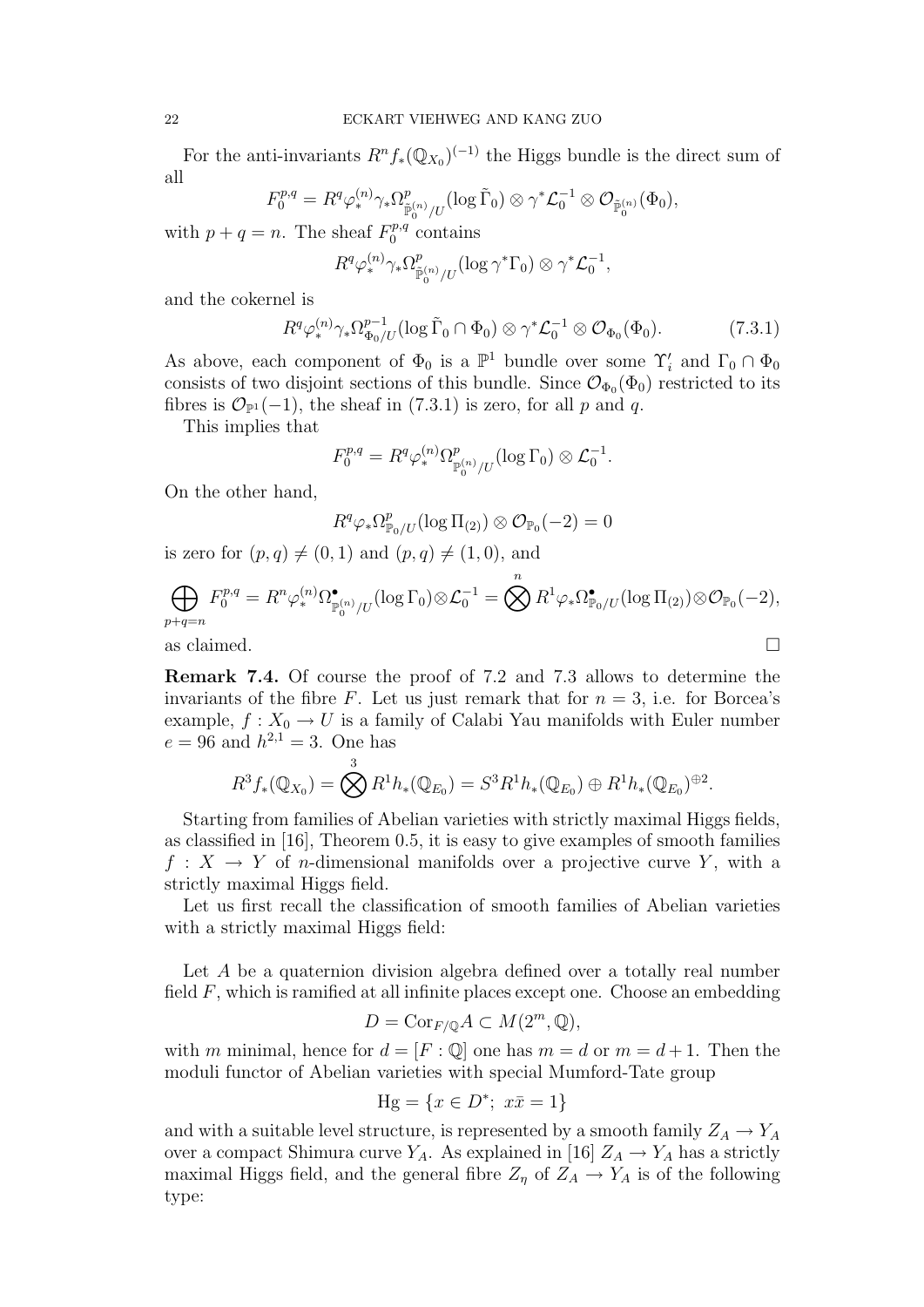For the anti-invariants $R^nf_*(\mathbb{Q}_{X_0})^{(-1)}$ the Higgs bundle is the direct sum of all

$$F_0^{p,q} = R^q\varphi_*^{(n)}\gamma_*\Omega^p_{\tilde{\mathbb{P}}_0^{(n)}/U}(\log \tilde{\Gamma}_0)\otimes \gamma^*\mathcal{L}_0^{-1}\otimes \mathcal{O}_{\tilde{\mathbb{P}}_0^{(n)}}(\Phi_0),$$

with $p+q=n$. The sheaf $F_0^{p,q}$ contains

$$R^q\varphi_*^{(n)}\gamma_*\Omega^p_{\tilde{\mathbb{P}}_0^{(n)}/U}(\log \gamma^*\Gamma_0)\otimes \gamma^*\mathcal{L}_0^{-1},$$

and the cokernel is

$$R^q\varphi_*^{(n)}\gamma_*\Omega^{p-1}_{\Phi_0/U}(\log \tilde{\Gamma}_0\cap\Phi_0)\otimes \gamma^*\mathcal{L}_0^{-1}\otimes \mathcal{O}_{\Phi_0}(\Phi_0). \tag{7.3.1}$$

As above, each component of $\Phi_0$ is a $\mathbb{P}^1$ bundle over some $\Upsilon_i'$ and $\Gamma_0\cap\Phi_0$ consists of two disjoint sections of this bundle. Since $\mathcal{O}_{\Phi_0}(\Phi_0)$ restricted to its fibres is $\mathcal{O}_{\mathbb{P}^1}(-1)$, the sheaf in (7.3.1) is zero, for all $p$ and $q$.

This implies that

$$F_0^{p,q} = R^q\varphi_*^{(n)}\Omega^p_{\mathbb{P}_0^{(n)}/U}(\log \Gamma_0)\otimes\mathcal{L}_0^{-1}.$$

On the other hand,

$$R^q\varphi_*\Omega^p_{\mathbb{P}_0/U}(\log \Pi_{(2)})\otimes\mathcal{O}_{\mathbb{P}_0}(-2) = 0$$

is zero for $(p,q)\neq(0,1)$ and $(p,q)\neq(1,0)$, and

$$\bigoplus_{p+q=n} F_0^{p,q} = R^n\varphi_*^{(n)}\Omega^\bullet_{\mathbb{P}_0^{(n)}/U}(\log\Gamma_0)\otimes\mathcal{L}_0^{-1} = \bigotimes^n R^1\varphi_*\Omega^\bullet_{\mathbb{P}_0/U}(\log\Pi_{(2)})\otimes\mathcal{O}_{\mathbb{P}_0}(-2),$$

as claimed. □

**Remark 7.4.** Of course the proof of 7.2 and 7.3 allows to determine the invariants of the fibre $F$. Let us just remark that for $n=3$, i.e. for Borcea's example, $f: X_0\to U$ is a family of Calabi Yau manifolds with Euler number $e=96$ and $h^{2,1}=3$. One has

$$R^3f_*(\mathbb{Q}_{X_0}) = \bigotimes^3 R^1h_*(\mathbb{Q}_{E_0}) = S^3R^1h_*(\mathbb{Q}_{E_0})\oplus R^1h_*(\mathbb{Q}_{E_0})^{\oplus 2}.$$

Starting from families of Abelian varieties with strictly maximal Higgs fields, as classified in [16], Theorem 0.5, it is easy to give examples of smooth families $f: X\to Y$ of $n$-dimensional manifolds over a projective curve $Y$, with a strictly maximal Higgs field.

Let us first recall the classification of smooth families of Abelian varieties with a strictly maximal Higgs field:

Let $A$ be a quaternion division algebra defined over a totally real number field $F$, which is ramified at all infinite places except one. Choose an embedding

$$D = \mathrm{Cor}_{F/\mathbb{Q}}A\subset M(2^m,\mathbb{Q}),$$

with $m$ minimal, hence for $d=[F:\mathbb{Q}]$ one has $m=d$ or $m=d+1$. Then the moduli functor of Abelian varieties with special Mumford-Tate group

$$\mathrm{Hg} = \{x\in D^*;\ x\bar{x}=1\}$$

and with a suitable level structure, is represented by a smooth family $Z_A\to Y_A$ over a compact Shimura curve $Y_A$. As explained in [16] $Z_A\to Y_A$ has a strictly maximal Higgs field, and the general fibre $Z_\eta$ of $Z_A\to Y_A$ is of the following type: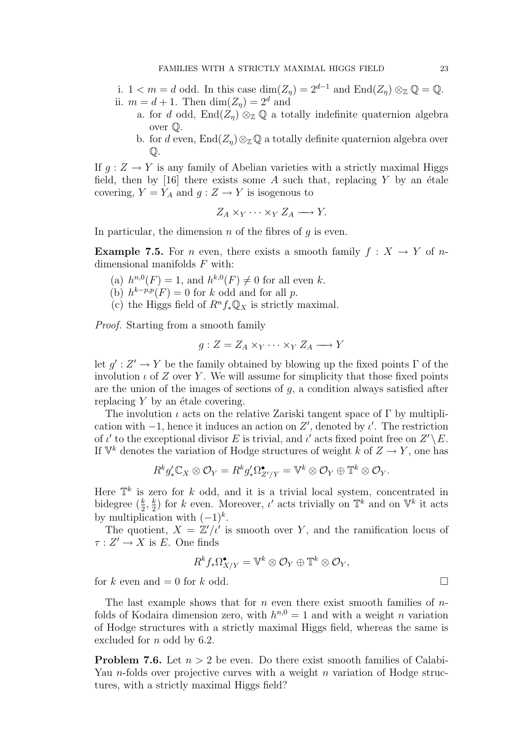i. $1 < m = d$ odd. In this case $\dim(Z_\eta) = 2^{d-1}$ and $\mathrm{End}(Z_\eta) \otimes_{\mathbb{Z}} \mathbb{Q} = \mathbb{Q}$.

ii. $m = d + 1$. Then $\dim(Z_\eta) = 2^d$ and

   a. for $d$ odd, $\mathrm{End}(Z_\eta) \otimes_{\mathbb{Z}} \mathbb{Q}$ a totally indefinite quaternion algebra over $\mathbb{Q}$.

   b. for $d$ even, $\mathrm{End}(Z_\eta) \otimes_{\mathbb{Z}} \mathbb{Q}$ a totally definite quaternion algebra over $\mathbb{Q}$.

If $g : Z \to Y$ is any family of Abelian varieties with a strictly maximal Higgs field, then by [16] there exists some $A$ such that, replacing $Y$ by an étale covering, $Y = Y_A$ and $g : Z \to Y$ is isogenous to

$$Z_A \times_Y \cdots \times_Y Z_A \longrightarrow Y.$$

In particular, the dimension $n$ of the fibres of $g$ is even.

**Example 7.5.** For $n$ even, there exists a smooth family $f : X \to Y$ of $n$-dimensional manifolds $F$ with:

(a) $h^{n,0}(F) = 1$, and $h^{k,0}(F) \neq 0$ for all even $k$.

(b) $h^{k-p,p}(F) = 0$ for $k$ odd and for all $p$.

(c) the Higgs field of $R^n f_* \mathbb{Q}_X$ is strictly maximal.

*Proof.* Starting from a smooth family

$$g : Z = Z_A \times_Y \cdots \times_Y Z_A \longrightarrow Y$$

let $g' : Z' \to Y$ be the family obtained by blowing up the fixed points $\Gamma$ of the involution $\iota$ of $Z$ over $Y$. We will assume for simplicity that those fixed points are the union of the images of sections of $g$, a condition always satisfied after replacing $Y$ by an étale covering.

The involution $\iota$ acts on the relative Zariski tangent space of $\Gamma$ by multiplication with $-1$, hence it induces an action on $Z'$, denoted by $\iota'$. The restriction of $\iota'$ to the exceptional divisor $E$ is trivial, and $\iota'$ acts fixed point free on $Z' \setminus E$. If $\mathbb{V}^k$ denotes the variation of Hodge structures of weight $k$ of $Z \to Y$, one has

$$R^k g'_* \mathbb{C}_X \otimes \mathcal{O}_Y = R^k g'_* \Omega^\bullet_{Z'/Y} = \mathbb{V}^k \otimes \mathcal{O}_Y \oplus \mathbb{T}^k \otimes \mathcal{O}_Y.$$

Here $\mathbb{T}^k$ is zero for $k$ odd, and it is a trivial local system, concentrated in bidegree $(\frac{k}{2}, \frac{k}{2})$ for $k$ even. Moreover, $\iota'$ acts trivially on $\mathbb{T}^k$ and on $\mathbb{V}^k$ it acts by multiplication with $(-1)^k$.

The quotient, $X = \mathbb{Z}'/\iota'$ is smooth over $Y$, and the ramification locus of $\tau : Z' \to X$ is $E$. One finds

$$R^k f_* \Omega^\bullet_{X/Y} = \mathbb{V}^k \otimes \mathcal{O}_Y \oplus \mathbb{T}^k \otimes \mathcal{O}_Y,$$

for $k$ even and $= 0$ for $k$ odd. $\square$

The last example shows that for $n$ even there exist smooth families of $n$-folds of Kodaira dimension zero, with $h^{n,0} = 1$ and with a weight $n$ variation of Hodge structures with a strictly maximal Higgs field, whereas the same is excluded for $n$ odd by 6.2.

**Problem 7.6.** Let $n > 2$ be even. Do there exist smooth families of Calabi-Yau $n$-folds over projective curves with a weight $n$ variation of Hodge structures, with a strictly maximal Higgs field?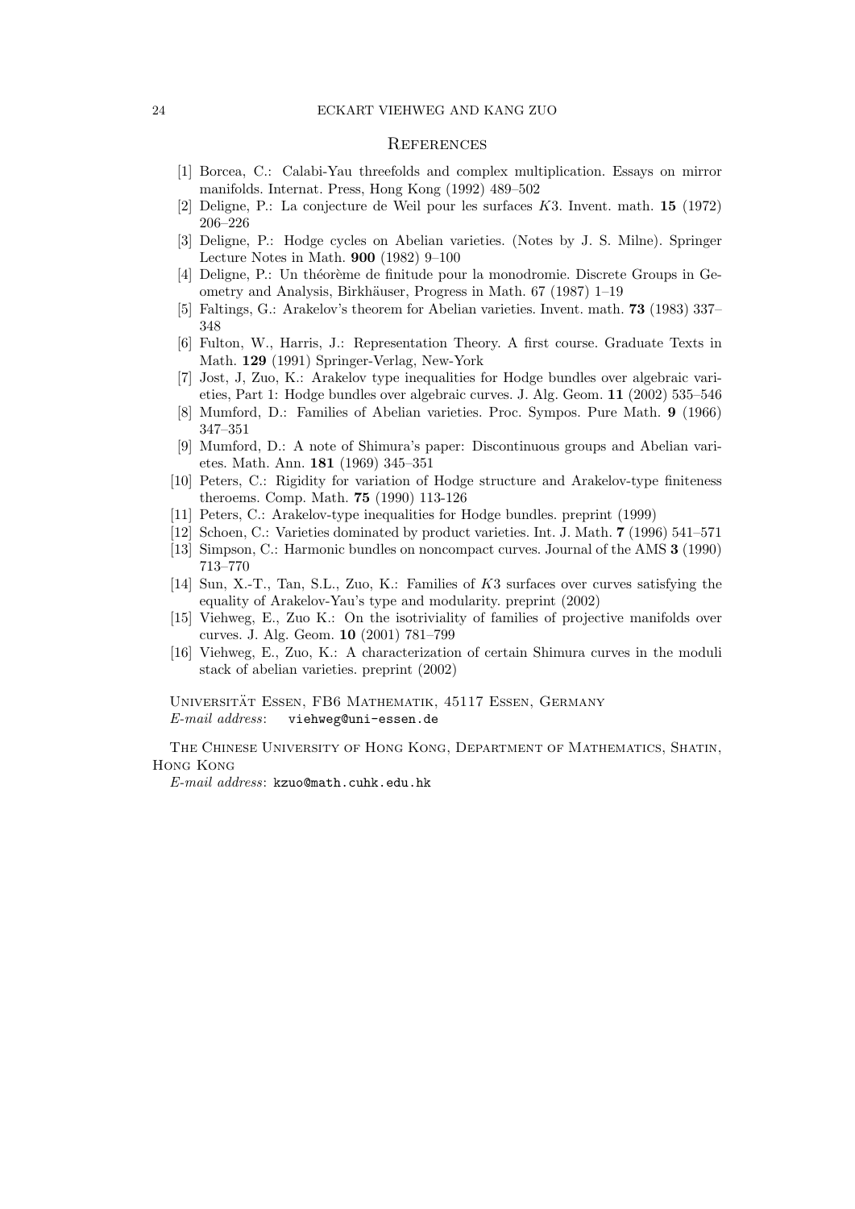## References

[1] Borcea, C.: Calabi-Yau threefolds and complex multiplication. Essays on mirror manifolds. Internat. Press, Hong Kong (1992) 489–502

[2] Deligne, P.: La conjecture de Weil pour les surfaces $K3$. Invent. math. **15** (1972) 206–226

[3] Deligne, P.: Hodge cycles on Abelian varieties. (Notes by J. S. Milne). Springer Lecture Notes in Math. **900** (1982) 9–100

[4] Deligne, P.: Un théorème de finitude pour la monodromie. Discrete Groups in Geometry and Analysis, Birkhäuser, Progress in Math. 67 (1987) 1–19

[5] Faltings, G.: Arakelov's theorem for Abelian varieties. Invent. math. **73** (1983) 337–348

[6] Fulton, W., Harris, J.: Representation Theory. A first course. Graduate Texts in Math. **129** (1991) Springer-Verlag, New-York

[7] Jost, J, Zuo, K.: Arakelov type inequalities for Hodge bundles over algebraic varieties, Part 1: Hodge bundles over algebraic curves. J. Alg. Geom. **11** (2002) 535–546

[8] Mumford, D.: Families of Abelian varieties. Proc. Sympos. Pure Math. **9** (1966) 347–351

[9] Mumford, D.: A note of Shimura's paper: Discontinuous groups and Abelian varietes. Math. Ann. **181** (1969) 345–351

[10] Peters, C.: Rigidity for variation of Hodge structure and Arakelov-type finiteness theroems. Comp. Math. **75** (1990) 113-126

[11] Peters, C.: Arakelov-type inequalities for Hodge bundles. preprint (1999)

[12] Schoen, C.: Varieties dominated by product varieties. Int. J. Math. **7** (1996) 541–571

[13] Simpson, C.: Harmonic bundles on noncompact curves. Journal of the AMS **3** (1990) 713–770

[14] Sun, X.-T., Tan, S.L., Zuo, K.: Families of $K3$ surfaces over curves satisfying the equality of Arakelov-Yau's type and modularity. preprint (2002)

[15] Viehweg, E., Zuo K.: On the isotriviality of families of projective manifolds over curves. J. Alg. Geom. **10** (2001) 781–799

[16] Viehweg, E., Zuo, K.: A characterization of certain Shimura curves in the moduli stack of abelian varieties. preprint (2002)

Universität Essen, FB6 Mathematik, 45117 Essen, Germany
*E-mail address*: viehweg@uni-essen.de

The Chinese University of Hong Kong, Department of Mathematics, Shatin, Hong Kong
*E-mail address*: kzuo@math.cuhk.edu.hk